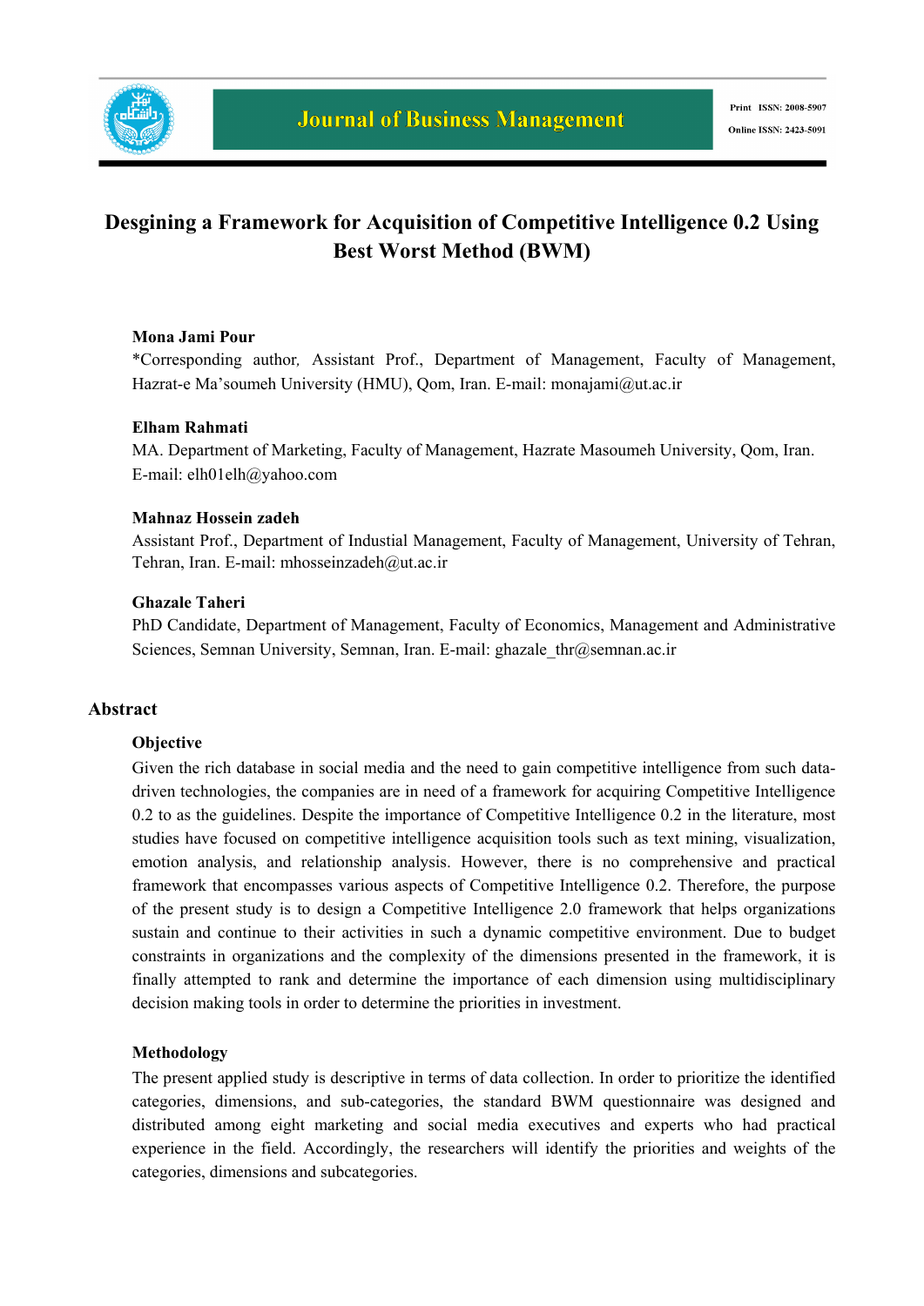# Desgining a Framework for Acquisition of Competitive Intelligence 0.2 Using Best Worst Method (BWM)

**Mona Jami Pour**

*Corresponding author, Assistant Prof., Department of Management, Faculty of Management, Hazrat-e Ma'soumeh University (HMU), Qom, Iran. E-mail: monajami@ut.ac.ir

**Elham Rahmati**

MA. Department of Marketing, Faculty of Management, Hazrate Masoumeh University, Qom, Iran. E-mail: elh01elh@yahoo.com

**Mahnaz Hossein zadeh**

Assistant Prof., Department of Industial Management, Faculty of Management, University of Tehran, Tehran, Iran. E-mail: mhosseinzadeh@ut.ac.ir

**Ghazale Taheri**

PhD Candidate, Department of Management, Faculty of Economics, Management and Administrative Sciences, Semnan University, Semnan, Iran. E-mail: ghazale_thr@semnan.ac.ir

## Abstract

### Objective

Given the rich database in social media and the need to gain competitive intelligence from such data-driven technologies, the companies are in need of a framework for acquiring Competitive Intelligence 0.2 to as the guidelines. Despite the importance of Competitive Intelligence 0.2 in the literature, most studies have focused on competitive intelligence acquisition tools such as text mining, visualization, emotion analysis, and relationship analysis. However, there is no comprehensive and practical framework that encompasses various aspects of Competitive Intelligence 0.2. Therefore, the purpose of the present study is to design a Competitive Intelligence 2.0 framework that helps organizations sustain and continue to their activities in such a dynamic competitive environment. Due to budget constraints in organizations and the complexity of the dimensions presented in the framework, it is finally attempted to rank and determine the importance of each dimension using multidisciplinary decision making tools in order to determine the priorities in investment.

### Methodology

The present applied study is descriptive in terms of data collection. In order to prioritize the identified categories, dimensions, and sub-categories, the standard BWM questionnaire was designed and distributed among eight marketing and social media executives and experts who had practical experience in the field. Accordingly, the researchers will identify the priorities and weights of the categories, dimensions and subcategories.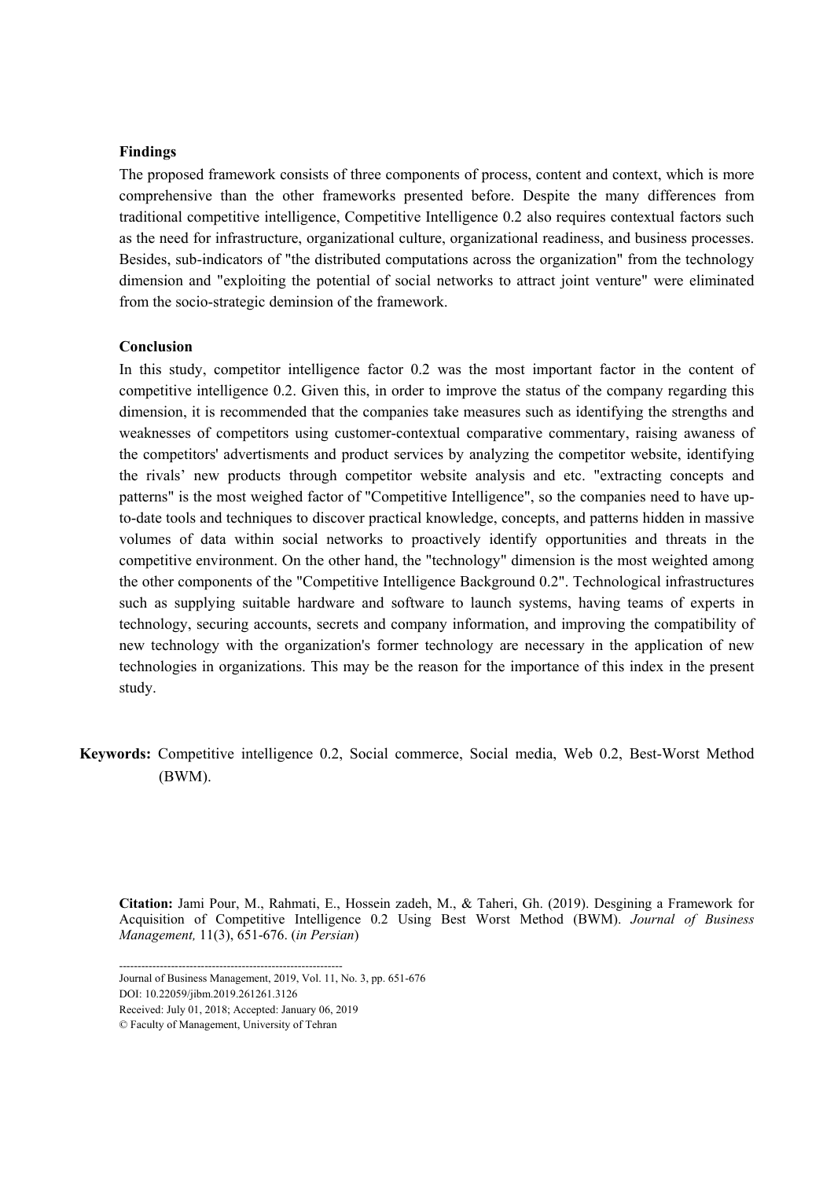### Findings

The proposed framework consists of three components of process, content and context, which is more comprehensive than the other frameworks presented before. Despite the many differences from traditional competitive intelligence, Competitive Intelligence 0.2 also requires contextual factors such as the need for infrastructure, organizational culture, organizational readiness, and business processes. Besides, sub-indicators of "the distributed computations across the organization" from the technology dimension and "exploiting the potential of social networks to attract joint venture" were eliminated from the socio-strategic deminsion of the framework.

### Conclusion

In this study, competitor intelligence factor 0.2 was the most important factor in the content of competitive intelligence 0.2. Given this, in order to improve the status of the company regarding this dimension, it is recommended that the companies take measures such as identifying the strengths and weaknesses of competitors using customer-contextual comparative commentary, raising awaness of the competitors' advertisments and product services by analyzing the competitor website, identifying the rivals' new products through competitor website analysis and etc. "extracting concepts and patterns" is the most weighed factor of "Competitive Intelligence", so the companies need to have up-to-date tools and techniques to discover practical knowledge, concepts, and patterns hidden in massive volumes of data within social networks to proactively identify opportunities and threats in the competitive environment. On the other hand, the "technology" dimension is the most weighted among the other components of the "Competitive Intelligence Background 0.2". Technological infrastructures such as supplying suitable hardware and software to launch systems, having teams of experts in technology, securing accounts, secrets and company information, and improving the compatibility of new technology with the organization's former technology are necessary in the application of new technologies in organizations. This may be the reason for the importance of this index in the present study.

**Keywords:** Competitive intelligence 0.2, Social commerce, Social media, Web 0.2, Best-Worst Method (BWM).

**Citation:** Jami Pour, M., Rahmati, E., Hossein zadeh, M., & Taheri, Gh. (2019). Desgining a Framework for Acquisition of Competitive Intelligence 0.2 Using Best Worst Method (BWM). *Journal of Business Management,* 11(3), 651-676. (*in Persian*)

---

Journal of Business Management, 2019, Vol. 11, No. 3, pp. 651-676
DOI: 10.22059/jibm.2019.261261.3126
Received: July 01, 2018; Accepted: January 06, 2019
© Faculty of Management, University of Tehran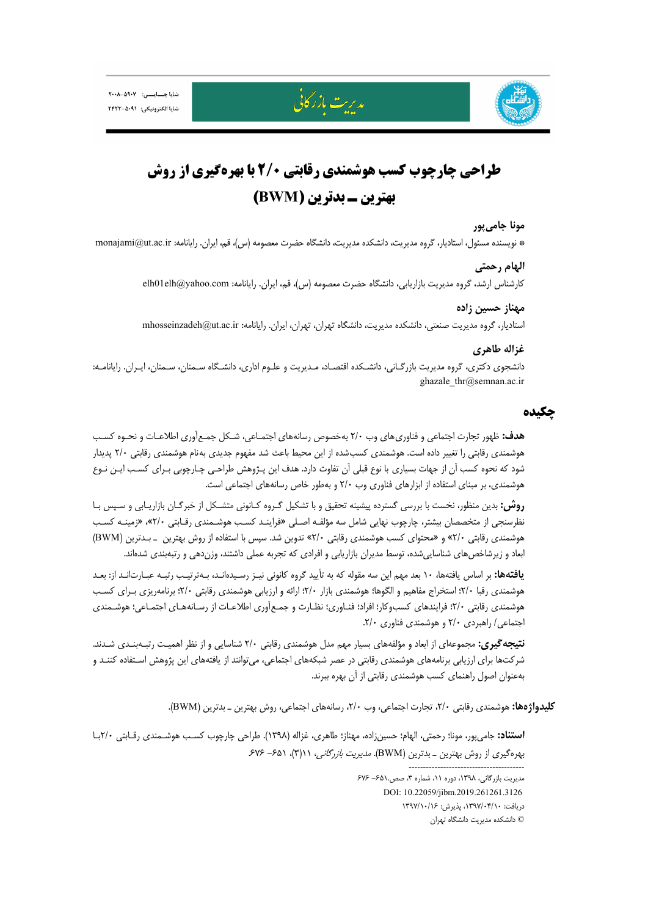# طراحی چارچوب کسب هوشمندی رقابتی ۲/۰ با بهره‌گیری از روش بهترین ـ بدترین (BWM)

**مونا جامی‌پور**

* نویسنده مسئول، استادیار، گروه مدیریت، دانشکده مدیریت، دانشگاه حضرت معصومه (س)، قم، ایران. رایانامه: monajami@ut.ac.ir

**الهام رحمتی**

کارشناس ارشد، گروه مدیریت بازاریابی، دانشگاه حضرت معصومه (س)، قم، ایران. رایانامه: elh01elh@yahoo.com

**مهناز حسین زاده**

استادیار، گروه مدیریت صنعتی، دانشکده مدیریت، دانشگاه تهران، تهران، ایران. رایانامه: mhosseinzadeh@ut.ac.ir

**غزاله طاهری**

دانشجوی دکتری، گروه مدیریت بازرگانی، دانشکده اقتصاد، مدیریت و علوم اداری، دانشگاه سمنان، سمنان، ایران. رایانامه: ghazale_thr@semnan.ac.ir

## چکیده

**هدف:** ظهور تجارت اجتماعی و فناوری‌های وب ۲/۰ به‌خصوص رسانه‌های اجتماعی، شکل جمع‌آوری اطلاعات و نحوه کسب هوشمندی رقابتی را تغییر داده است. هوشمندی کسب‌شده از این محیط باعث شد مفهوم جدیدی به‌نام هوشمندی رقابتی ۲/۰ پدیدار شود که نحوه کسب آن از جهات بسیاری با نوع قبلی آن تفاوت دارد. هدف این پژوهش طراحی چارچوبی برای کسب این نوع هوشمندی، بر مبنای استفاده از ابزارهای فناوری وب ۲/۰ و به‌طور خاص رسانه‌های اجتماعی است.

**روش:** بدین منظور، نخست با بررسی گسترده پیشینه تحقیق و با تشکیل گروه کانونی متشکل از خبرگان بازاریابی و سپس با نظرسنجی از متخصصان بیشتر، چارچوب نهایی شامل سه مؤلفه اصلی «فرایند کسب هوشمندی رقابتی ۲/۰»، «زمینه کسب هوشمندی رقابتی ۲/۰» و «محتوای کسب هوشمندی رقابتی ۲/۰» تدوین شد. سپس با استفاده از روش بهترین ـ بدترین (BWM) ابعاد و زیرشاخص‌های شناسایی‌شده، توسط مدیران بازاریابی و افرادی که تجربه عملی داشتند، وزن‌دهی و رتبه‌بندی شده‌اند.

**یافته‌ها:** بر اساس یافته‌ها، ۱۰ بعد مهم این سه مقوله که به تأیید گروه کانونی نیز رسیده‌اند، به‌ترتیب رتبه عبارت‌اند از: بعد هوشمندی رقبا ۲/۰؛ استخراج مفاهیم و الگوها؛ هوشمندی بازار ۲/۰؛ ارائه و ارزیابی هوشمندی رقابتی ۲/۰؛ برنامه‌ریزی برای کسب هوشمندی رقابتی ۲/۰؛ فرایندهای کسب‌وکار؛ افراد؛ فناوری؛ نظارت و جمع‌آوری اطلاعات از رسانه‌های اجتماعی؛ هوشمندی اجتماعی/ راهبردی ۲/۰ و هوشمندی فناوری ۲/۰.

**نتیجه‌گیری:** مجموعه‌ای از ابعاد و مؤلفه‌های بسیار مهم مدل هوشمندی رقابتی ۲/۰ شناسایی و از نظر اهمیت رتبه‌بندی شدند. شرکت‌ها برای ارزیابی برنامه‌های هوشمندی رقابتی در عصر شبکه‌های اجتماعی، می‌توانند از یافته‌های این پژوهش استفاده کنند و به‌عنوان اصول راهنمای کسب هوشمندی رقابتی از آن بهره ببرند.

**کلیدواژه‌ها:** هوشمندی رقابتی ۲/۰، تجارت اجتماعی، وب ۲/۰، رسانه‌های اجتماعی، روش بهترین ـ بدترین (BWM).

**استناد:** جامی‌پور، مونا؛ رحمتی، الهام؛ حسین‌زاده، مهناز؛ طاهری، غزاله (۱۳۹۸). طراحی چارچوب کسب هوشمندی رقابتی ۲/۰ با بهره‌گیری از روش بهترین ـ بدترین (BWM). *مدیریت بازرگانی*، ۱۱(۳)، ۶۵۱- ۶۷۶.

---

مدیریت بازرگانی، ۱۳۹۸، دوره ۱۱، شماره ۳، صص. ۶۵۱- ۶۷۶

DOI: 10.22059/jibm.2019.261261.3126

دریافت: ۱۳۹۷/۰۴/۱۰، پذیرش: ۱۳۹۷/۱۰/۱۶

© دانشکده مدیریت دانشگاه تهران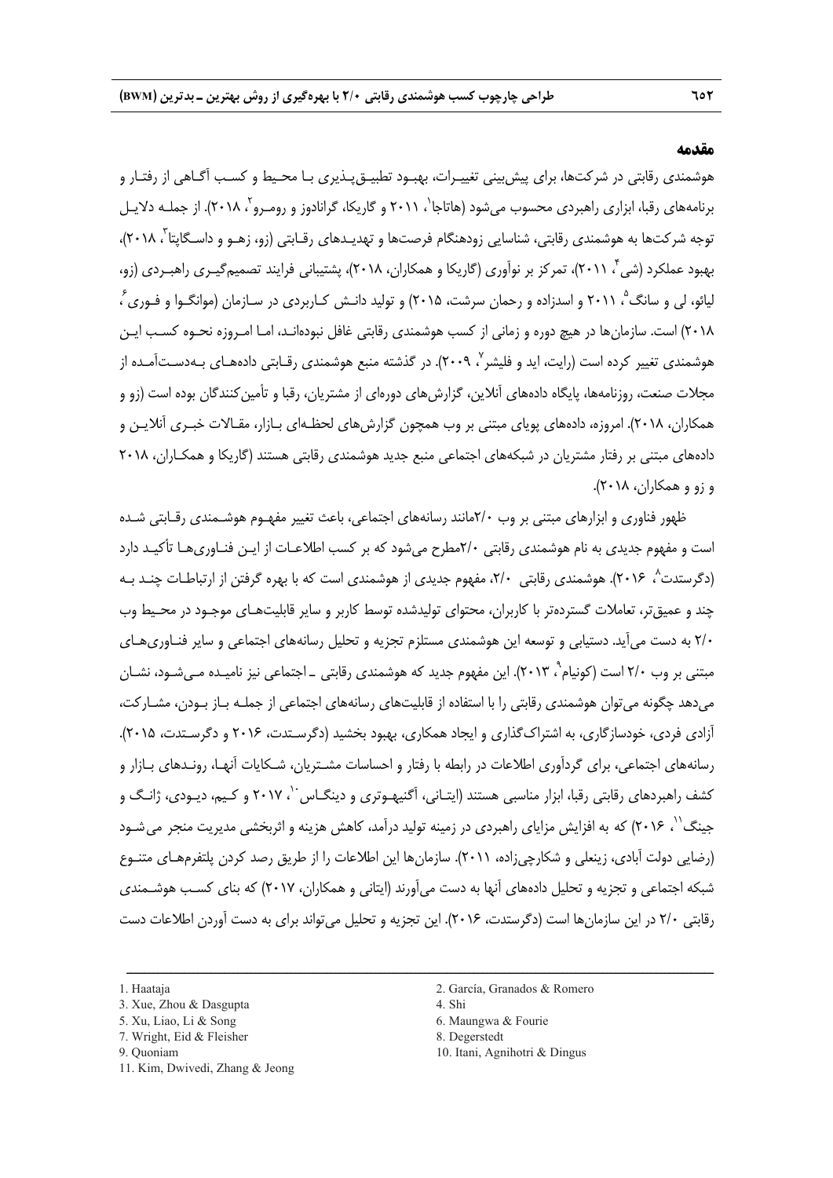## مقدمه

هوشمندی رقابتی در شرکت‌ها، برای پیش‌بینی تغییرات، بهبود تطبیق‌پذیری با محیط و کسب آگاهی از رفتار و برنامه‌های رقبا، ابزاری راهبردی محسوب می‌شود (هاتاجا[1]، ۲۰۱۱ و گاریکا، گرانادوز و رومرو[2]، ۲۰۱۸). از جمله دلایل توجه شرکت‌ها به هوشمندی رقابتی، شناسایی زودهنگام فرصت‌ها و تهدیدهای رقابتی (زو، زهو و داسگاپتا[3]، ۲۰۱۸)، بهبود عملکرد (شی[4]، ۲۰۱۱)، تمرکز بر نوآوری (گاریکا و همکاران، ۲۰۱۸)، پشتیبانی فرایند تصمیم‌گیری راهبردی (زو، لیائو، لی و سانگ[5]، ۲۰۱۱ و اسدزاده و رحمان سرشت، ۲۰۱۵) و تولید دانش کاربردی در سازمان (موانگوا و فوری[6]، ۲۰۱۸) است. سازمان‌ها در هیچ دوره و زمانی از کسب هوشمندی رقابتی غافل نبوده‌اند، اما امروزه نحوه کسب این هوشمندی تغییر کرده است (رایت، اید و فلیشر[7]، ۲۰۰۹). در گذشته منبع هوشمندی رقابتی داده‌های به‌دست‌آمده از مجلات صنعت، روزنامه‌ها، پایگاه داده‌های آنلاین، گزارش‌های دوره‌ای از مشتریان، رقبا و تأمین‌کنندگان بوده است (زو و همکاران، ۲۰۱۸). امروزه، داده‌های پویای مبتنی بر وب همچون گزارش‌های لحظه‌ای بازار، مقالات خبری آنلاین و داده‌های مبتنی بر رفتار مشتریان در شبکه‌های اجتماعی منبع جدید هوشمندی رقابتی هستند (گاریکا و همکاران، ۲۰۱۸ و زو و همکاران، ۲۰۱۸).

ظهور فناوری و ابزارهای مبتنی بر وب ۲/۰مانند رسانه‌های اجتماعی، باعث تغییر مفهوم هوشمندی رقابتی شده است و مفهوم جدیدی به نام هوشمندی رقابتی ۲/۰مطرح می‌شود که بر کسب اطلاعات از این فناوری‌ها تأکید دارد (دگرستدت[8]، ۲۰۱۶). هوشمندی رقابتی ۲/۰، مفهوم جدیدی از هوشمندی است که با بهره گرفتن از ارتباطات چند به چند و عمیق‌تر، تعاملات گسترده‌تر با کاربران، محتوای تولیدشده توسط کاربر و سایر قابلیت‌های موجود در محیط وب ۲/۰ به دست می‌آید. دستیابی و توسعه این هوشمندی مستلزم تجزیه و تحلیل رسانه‌های اجتماعی و سایر فناوری‌های مبتنی بر وب ۲/۰ است (کونیام[9]، ۲۰۱۳). این مفهوم جدید که هوشمندی رقابتی ـ اجتماعی نیز نامیده می‌شود، نشان می‌دهد چگونه می‌توان هوشمندی رقابتی را با استفاده از قابلیت‌های رسانه‌های اجتماعی از جمله باز بودن، مشارکت، آزادی فردی، خودسازگاری، به اشتراک‌گذاری و ایجاد همکاری، بهبود بخشید (دگرستدت، ۲۰۱۶ و دگرستدت، ۲۰۱۵). رسانه‌های اجتماعی، برای گردآوری اطلاعات در رابطه با رفتار و احساسات مشتریان، شکایات آنها، روندهای بازار و کشف راهبردهای رقابتی رقبا، ابزار مناسبی هستند (ایتانی، آگنیهوتری و دینگاس[10]، ۲۰۱۷ و کیم، دیودی، ژانگ و جینگ[11]، ۲۰۱۶) که به افزایش مزایای راهبردی در زمینه تولید درآمد، کاهش هزینه و اثربخشی مدیریت منجر می‌شود (رضایی دولت آبادی، زینعلی و شکارچی‌زاده، ۲۰۱۱). سازمان‌ها این اطلاعات را از طریق رصد کردن پلتفرم‌های متنوع شبکه اجتماعی و تجزیه و تحلیل داده‌های آنها به دست می‌آورند (ایتانی و همکاران، ۲۰۱۷) که بنای کسب هوشمندی رقابتی ۲/۰ در این سازمان‌ها است (دگرستدت، ۲۰۱۶). این تجزیه و تحلیل می‌تواند برای به دست آوردن اطلاعات دست

---

1. Haataja
2. García, Granados & Romero
3. Xue, Zhou & Dasgupta
4. Shi
5. Xu, Liao, Li & Song
6. Maungwa & Fourie
7. Wright, Eid & Fleisher
8. Degerstedt
9. Quoniam
10. Itani, Agnihotri & Dingus
11. Kim, Dwivedi, Zhang & Jeong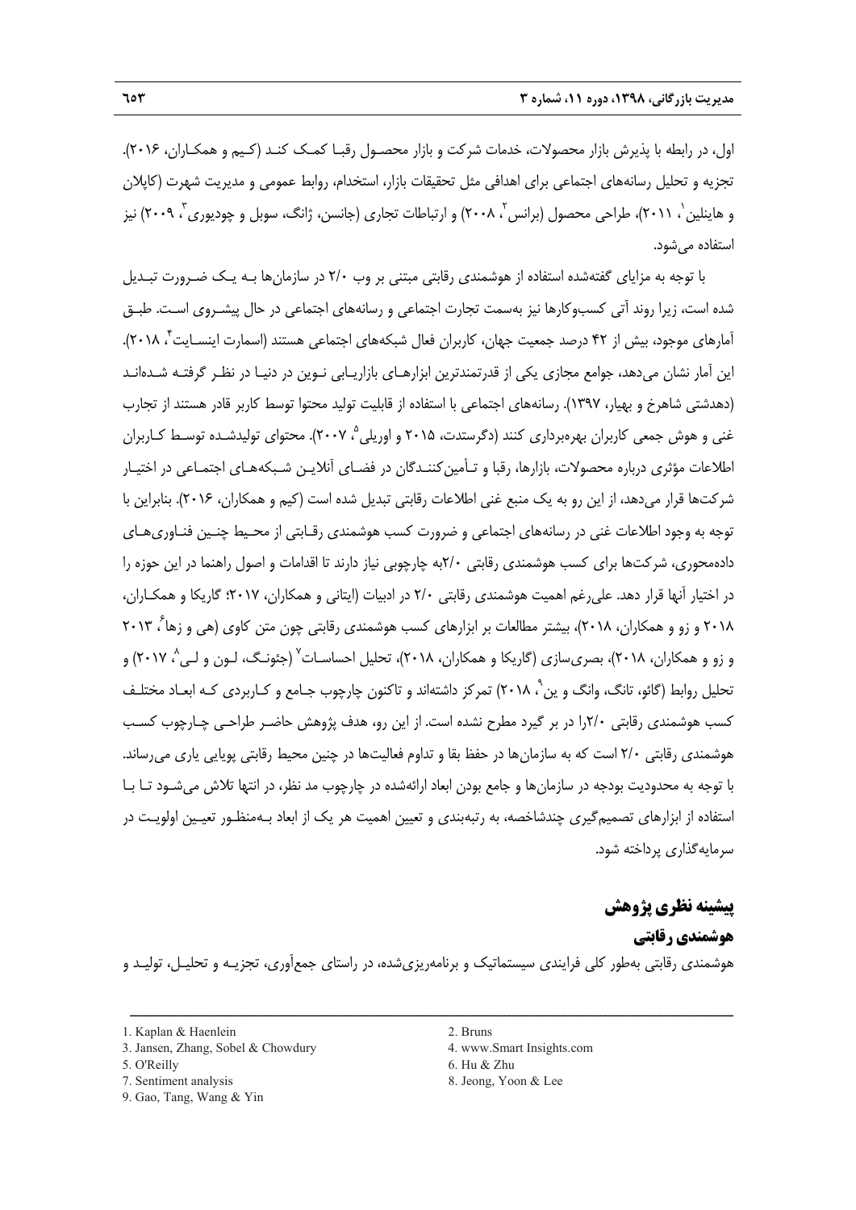اول، در رابطه با پذیرش بازار محصولات، خدمات شرکت و بازار محصـول رقبـا کمـک کنـد (کـیم و همکـاران، ۲۰۱۶). تجزیه و تحلیل رسانه‌های اجتماعی برای اهدافی مثل تحقیقات بازار، استخدام، روابط عمومی و مدیریت شهرت (کاپلان و هاینلین[1]، ۲۰۱۱)، طراحی محصول (برانس[2]، ۲۰۰۸) و ارتباطات تجاری (جانسن، ژانگ، سوبل و چودیوری[3]، ۲۰۰۹) نیز استفاده می‌شود.

با توجه به مزایای گفته‌شده استفاده از هوشمندی رقابتی مبتنی بر وب ۲/۰ در سازمان‌ها بـه یـک ضـرورت تبـدیل شده است، زیرا روند آتی کسب‌وکارها نیز به‌سمت تجارت اجتماعی و رسانه‌های اجتماعی در حال پیشـروی اسـت. طبـق آمارهای موجود، بیش از ۴۲ درصد جمعیت جهان، کاربران فعال شبکه‌های اجتماعی هستند (اسمارت اینسـایت[4]، ۲۰۱۸). این آمار نشان می‌دهد، جوامع مجازی یکی از قدرتمندترین ابزارهـای بازاریـابی نـوین در دنیـا در نظـر گرفتـه شـده‌انـد (دهدشتی شاهرخ و بهیار، ۱۳۹۷). رسانه‌های اجتماعی با استفاده از قابلیت تولید محتوا توسط کاربر قادر هستند از تجارب غنی و هوش جمعی کاربران بهره‌برداری کنند (دگرستدت، ۲۰۱۵ و اوریلی[5]، ۲۰۰۷). محتوای تولیدشـده توسـط کـاربران اطلاعات مؤثری درباره محصولات، بازارها، رقبا و تـأمین‌کننـدگان در فضـای آنلایـن شـبکه‌هـای اجتمـاعی در اختیـار شرکت‌ها قرار می‌دهد، از این رو به یک منبع غنی اطلاعات رقابتی تبدیل شده است (کیم و همکاران، ۲۰۱۶). بنابراین با توجه به وجود اطلاعات غنی در رسانه‌های اجتماعی و ضرورت کسب هوشمندی رقـابتی از محـیط چنـین فنـاوری‌هـای داده‌محوری، شرکت‌ها برای کسب هوشمندی رقابتی ۲/۰به چارچوبی نیاز دارند تا اقدامات و اصول راهنما در این حوزه را در اختیار آنها قرار دهد. علی‌رغم اهمیت هوشمندی رقابتی ۲/۰ در ادبیات (ایتانی و همکاران، ۲۰۱۷؛ گاریکا و همکـاران، ۲۰۱۸ و زو و همکاران، ۲۰۱۸)، بیشتر مطالعات بر ابزارهای کسب هوشمندی رقابتی چون متن کاوی (هی و زها[6]، ۲۰۱۳ و زو و همکاران، ۲۰۱۸)، بصری‌سازی (گاریکا و همکاران، ۲۰۱۸)، تحلیل احساسـات[7] (جئونـگ، لـون و لـی[8]، ۲۰۱۷) و تحلیل روابط (گائو، تانگ، وانگ و ین[9]، ۲۰۱۸) تمرکز داشته‌اند و تاکنون چارچوب جـامع و کـاربردی کـه ابعـاد مختلـف کسب هوشمندی رقابتی ۲/۰را در بر گیرد مطرح نشده است. از این رو، هدف پژوهش حاضـر طراحـی چـارچوب کسـب هوشمندی رقابتی ۲/۰ است که به سازمان‌ها در حفظ بقا و تداوم فعالیت‌ها در چنین محیط رقابتی پویایی یاری می‌رساند. با توجه به محدودیت بودجه در سازمان‌ها و جامع بودن ابعاد ارائه‌شده در چارچوب مد نظر، در انتها تلاش می‌شـود تـا بـا استفاده از ابزارهای تصمیم‌گیری چندشاخصه، به رتبه‌بندی و تعیین اهمیت هر یک از ابعاد بـه‌منظـور تعیـین اولویـت در سرمایه‌گذاری پرداخته شود.

## پیشینه نظری پژوهش

### هوشمندی رقابتی

هوشمندی رقابتی به‌طور کلی فرایندی سیستماتیک و برنامه‌ریزی‌شده، در راستای جمع‌آوری، تجزیـه و تحلیـل، تولیـد و

---

1. Kaplan & Haenlein
2. Bruns
3. Jansen, Zhang, Sobel & Chowdury
4. www.Smart Insights.com
5. O'Reilly
6. Hu & Zhu
7. Sentiment analysis
8. Jeong, Yoon & Lee
9. Gao, Tang, Wang & Yin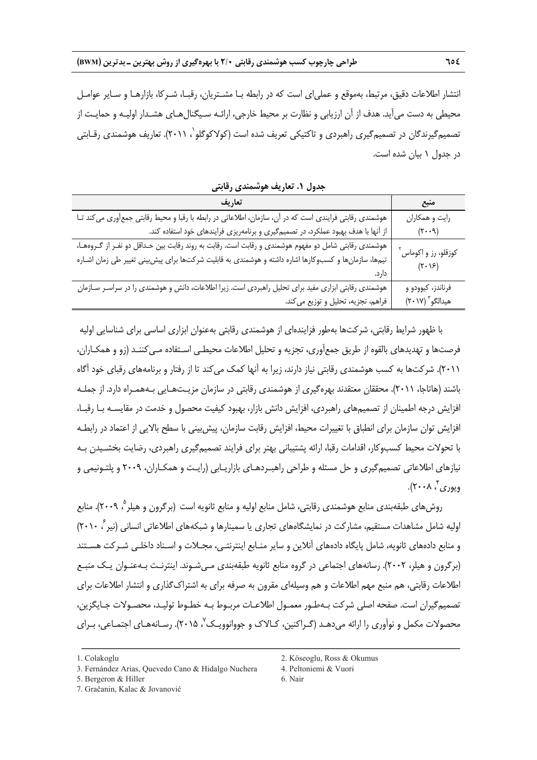انتشار اطلاعات دقیق، مرتبط، به‌موقع و عملی‌ای است که در رابطه بـا مشـتریان، رقبـا، شـرکا، بازارهـا و سـایر عوامـل محیطی به دست می‌آید. هدف از آن ارزیابی و نظارت بر محیط خارجی، ارائـه سـیگنال‌هـای هشـدار اولیـه و حمایـت از تصمیم‌گیرندگان در تصمیم‌گیری راهبردی و تاکتیکی تعریف شده است (کولاکوگلو[1]، ۲۰۱۱). تعاریف هوشمندی رقـابتی در جدول ۱ بیان شده است.

**جدول ۱. تعاریف هوشمندی رقابتی**

| منبع | تعاریف |
|---|---|
| رایت و همکاران (۲۰۰۹) | هوشمندی رقابتی فرایندی است که در آن، سازمان، اطلاعاتی در رابطه با رقبا و محیط رقابتی جمع‌آوری می‌کند تـا از آنها با هدف بهبود عملکرد، در تصمیم‌گیری و برنامه‌ریزی فرایندهای خود استفاده کند. |
| کوزقلو، رز و اکوماس[2] (۲۰۱۶) | هوشمندی رقابتی شامل دو مفهوم هوشمندی و رقابت است. رقابت به روند رقابت بین حـداقل دو نفـر از گـروه‌هـا، تیم‌ها، سازمان‌ها و کسب‌وکارها اشاره داشته و هوشمندی به قابلیت شرکت‌ها برای پیش‌بینی تغییر طی زمان اشـاره دارد. |
| فرناندز، کیوودو و هیدالگو[3] (۲۰۱۷) | هوشمندی رقابتی ابزاری مفید برای تحلیل راهبردی است. زیرا اطلاعات، دانش و هوشمندی را در سراسـر سـازمان فراهم، تجزیه، تحلیل و توزیع می‌کند. |

با ظهور شرایط رقابتی، شرکت‌ها به‌طور فزاینده‌ای از هوشمندی رقابتی به‌عنوان ابزاری اساسی برای شناسایی اولیه فرصت‌ها و تهدیدهای بالقوه از طریق جمع‌آوری، تجزیه و تحلیل اطلاعات محیطـی اسـتفاده مـی‌کننـد (زو و همکـاران، ۲۰۱۱). شرکت‌ها به کسب هوشمندی رقابتی نیاز دارند، زیرا به آنها کمک می‌کند تا از رفتار و برنامه‌های رقبای خود آگاه باشند (هاتاجا، ۲۰۱۱). محققان معتقدند بهره‌گیری از هوشمندی رقابتی در سازمان مزیـت‌هـایی بـه‌همـراه دارد. از جملـه افزایش درجه اطمینان از تصمیم‌های راهبردی، افزایش دانش بازار، بهبود کیفیت محصول و خدمت در مقایسـه بـا رقبـا، افزایش توان سازمان برای انطباق با تغییرات محیط، افزایش رقابت سازمان، پیش‌بینی با سطح بالایی از اعتماد در رابطـه با تحولات محیط کسب‌وکار، اقدامات رقبا، ارائه پشتیبانی بهتر برای فرایند تصمیم‌گیری راهبردی، رضایت بخشـیدن بـه نیازهای اطلاعاتی تصمیم‌گیری و حل مسئله و طراحی راهبـردهـای بازاریـابی (رایـت و همکـاران، ۲۰۰۹ و پلتـونیمی و ویوری[4]، ۲۰۰۸).

روش‌های طبقه‌بندی منابع هوشمندی رقابتی، شامل منابع اولیه و منابع ثانویه است (برگرون و هیلر[5]، ۲۰۰۹). منابع اولیه شامل مشاهدات مستقیم، مشارکت در نمایشگاه‌های تجاری یا سمینارها و شبکه‌های اطلاعاتی انسانی (نیر[6]، ۲۰۱۰) و منابع داده‌های ثانویه، شامل پایگاه داده‌های آنلاین و سایر منـابع اینترنتـی، مجـلات و اسـناد داخلـی شـرکت هسـتند (برگرون و هیلر، ۲۰۰۲). رسانه‌های اجتماعی در گروه منابع ثانویه طبقه‌بندی مـی‌شـوند. اینترنـت بـه‌عنـوان یـک منبـع اطلاعات رقابتی، هم منبع مهم اطلاعات و هم وسیله‌ای مقرون به صرفه برای به اشتراک‌گذاری و انتشار اطلاعات برای تصمیم‌گیران است. صفحه اصلی شرکت بـه‌طـور معمـول اطلاعـات مربـوط بـه خطـوط تولیـد، محصـولات جـایگزین، محصولات مکمل و نوآوری را ارائه می‌دهـد (گـراکنین، کـالاک و جووانوویـک[7]، ۲۰۱۵). رسـانه‌هـای اجتمـاعی، بـرای

---

1. Colakoglu
2. Köseoglu, Ross & Okumus
3. Fernández Arias, Quevedo Cano & Hidalgo Nuchera
4. Peltoniemi & Vuori
5. Bergeron & Hiller
6. Nair
7. Gračanin, Kalac & Jovanović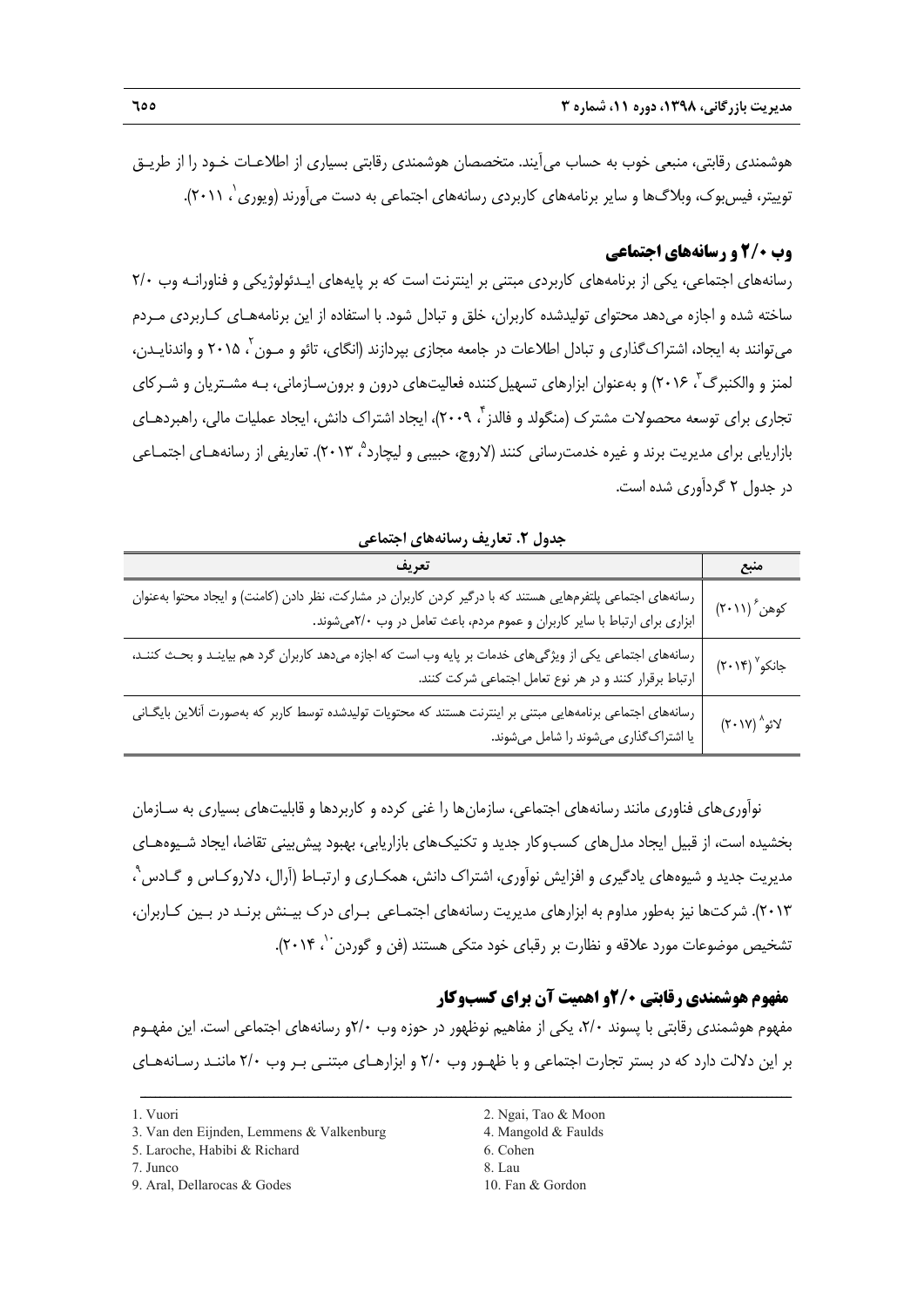هوشمندی رقابتی، منبعی خوب به حساب می‌آیند. متخصصان هوشمندی رقابتی بسیاری از اطلاعات خود را از طریق توییتر، فیس‌بوک، وبلاگ‌ها و سایر برنامه‌های کاربردی رسانه‌های اجتماعی به دست می‌آورند (ویوری[1]، ۲۰۱۱).

## وب ۲/۰ و رسانه‌های اجتماعی

رسانه‌های اجتماعی، یکی از برنامه‌های کاربردی مبتنی بر اینترنت است که بر پایه‌های ایدئولوژیکی و فناورانه وب ۲/۰ ساخته شده و اجازه می‌دهد محتوای تولیدشده کاربران، خلق و تبادل شود. با استفاده از این برنامه‌های کاربردی مردم می‌توانند به ایجاد، اشتراک‌گذاری و تبادل اطلاعات در جامعه مجازی بپردازند (انگای، تائو و مون[2]، ۲۰۱۵ و واندنایدن، لمنز و والکنبرگ[3]، ۲۰۱۶) و به‌عنوان ابزارهای تسهیل‌کننده فعالیت‌های درون و برون‌سازمانی، به مشتریان و شرکای تجاری برای توسعه محصولات مشترک (منگولد و فالدز[4]، ۲۰۰۹)، ایجاد اشتراک دانش، ایجاد عملیات مالی، راهبردهای بازاریابی برای مدیریت برند و غیره خدمت‌رسانی کنند (لاروچ، حبیبی و لیچارد[5]، ۲۰۱۳). تعاریفی از رسانه‌های اجتماعی در جدول ۲ گردآوری شده است.

**جدول ۲. تعاریف رسانه‌های اجتماعی**

| منبع | تعریف |
|---|---|
| کوهن[6] (۲۰۱۱) | رسانه‌های اجتماعی پلتفرم‌هایی هستند که با درگیر کردن کاربران در مشارکت، نظر دادن (کامنت) و ایجاد محتوا به‌عنوان ابزاری برای ارتباط با سایر کاربران و عموم مردم، باعث تعامل در وب ۲/۰می‌شوند. |
| جانکو[7] (۲۰۱۴) | رسانه‌های اجتماعی یکی از ویژگی‌های خدمات بر پایه وب است که اجازه می‌دهد کاربران گرد هم بیایند و بحث کنند، ارتباط برقرار کنند و در هر نوع تعامل اجتماعی شرکت کنند. |
| لائو[8] (۲۰۱۷) | رسانه‌های اجتماعی برنامه‌هایی مبتنی بر اینترنت هستند که محتویات تولیدشده توسط کاربر که به‌صورت آنلاین بایگانی یا اشتراک‌گذاری می‌شوند را شامل می‌شوند. |

نوآوری‌های فناوری مانند رسانه‌های اجتماعی، سازمان‌ها را غنی کرده و کاربردها و قابلیت‌های بسیاری به سازمان بخشیده است، از قبیل ایجاد مدل‌های کسب‌وکار جدید و تکنیک‌های بازاریابی، بهبود پیش‌بینی تقاضا، ایجاد شیوه‌های مدیریت جدید و شیوه‌های یادگیری و افزایش نوآوری، اشتراک دانش، همکاری و ارتباط (آرال، دلاروکاس و گادس[9]، ۲۰۱۳). شرکت‌ها نیز به‌طور مداوم به ابزارهای مدیریت رسانه‌های اجتماعی برای درک بینش برند در بین کاربران، تشخیص موضوعات مورد علاقه و نظارت بر رقبای خود متکی هستند (فن و گوردن[10]، ۲۰۱۴).

## مفهوم هوشمندی رقابتی ۲/۰و اهمیت آن برای کسب‌وکار

مفهوم هوشمندی رقابتی با پسوند ۲/۰، یکی از مفاهیم نوظهور در حوزه وب ۲/۰و رسانه‌های اجتماعی است. این مفهوم بر این دلالت دارد که در بستر تجارت اجتماعی و با ظهور وب ۲/۰ و ابزارهای مبتنی بر وب ۲/۰ مانند رسانه‌های

---

1. Vuori
2. Ngai, Tao & Moon
3. Van den Eijnden, Lemmens & Valkenburg
4. Mangold & Faulds
5. Laroche, Habibi & Richard
6. Cohen
7. Junco
8. Lau
9. Aral, Dellarocas & Godes
10. Fan & Gordon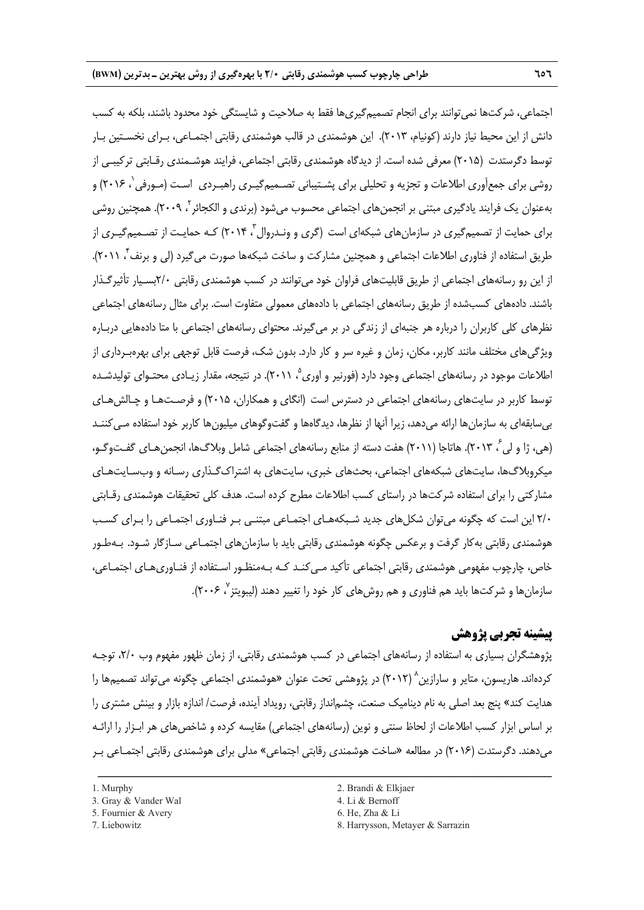اجتماعی، شرکت‌ها نمی‌توانند برای انجام تصمیم‌گیری‌ها فقط به صلاحیت و شایستگی خود محدود باشند، بلکه به کسب دانش از این محیط نیاز دارند (کونیام، ۲۰۱۳). این هوشمندی در قالب هوشمندی رقابتی اجتماعی، برای نخستین بار توسط دگرستدت (۲۰۱۵) معرفی شده است. از دیدگاه هوشمندی رقابتی اجتماعی، فرایند هوشمندی رقابتی ترکیبی از روشی برای جمع‌آوری اطلاعات و تجزیه و تحلیلی برای پشتیبانی تصمیم‌گیری راهبردی است (مورفی[1]، ۲۰۱۶) و به‌عنوان یک فرایند یادگیری مبتنی بر انجمن‌های اجتماعی محسوب می‌شود (برندی و الکجائر[2]، ۲۰۰۹). همچنین روشی برای حمایت از تصمیم‌گیری در سازمان‌های شبکه‌ای است (گری و وندروال[3]، ۲۰۱۴) که حمایت از تصمیم‌گیری از طریق استفاده از فناوری اطلاعات اجتماعی و همچنین مشارکت و ساخت شبکه‌ها صورت می‌گیرد (لی و برنف[4]، ۲۰۱۱). از این رو رسانه‌های اجتماعی از طریق قابلیت‌های فراوان خود می‌توانند در کسب هوشمندی رقابتی ۲/۰بسیار تأثیرگذار باشند. داده‌های کسب‌شده از طریق رسانه‌های اجتماعی با داده‌های معمولی متفاوت است. برای مثال رسانه‌های اجتماعی نظرهای کلی کاربران را درباره هر جنبه‌ای از زندگی در بر می‌گیرند. محتوای رسانه‌های اجتماعی با متا داده‌هایی درباره ویژگی‌های مختلف مانند کاربر، مکان، زمان و غیره سر و کار دارد. بدون شک، فرصت قابل توجهی برای بهره‌برداری از اطلاعات موجود در رسانه‌های اجتماعی وجود دارد (فورنیر و اوری[5]، ۲۰۱۱). در نتیجه، مقدار زیادی محتوای تولیدشده توسط کاربر در سایت‌های رسانه‌های اجتماعی در دسترس است (انگای و همکاران، ۲۰۱۵) و فرصت‌ها و چالش‌های بی‌سابقه‌ای به سازمان‌ها ارائه می‌دهد، زیرا آنها از نظرها، دیدگاه‌ها و گفت‌وگوهای میلیون‌ها کاربر خود استفاده می‌کنند (هی، ژا و لی[6]، ۲۰۱۳). هاتاجا (۲۰۱۱) هفت دسته از منابع رسانه‌های اجتماعی شامل وبلاگ‌ها، انجمن‌های گفت‌وگو، میکروبلاگ‌ها، سایت‌های شبکه‌های اجتماعی، بحث‌های خبری، سایت‌های به اشتراک‌گذاری رسانه و وب‌سایت‌های مشارکتی را برای استفاده شرکت‌ها در راستای کسب اطلاعات مطرح کرده است. هدف کلی تحقیقات هوشمندی رقابتی ۲/۰ این است که چگونه می‌توان شکل‌های جدید شبکه‌های اجتماعی مبتنی بر فناوری اجتماعی را برای کسب هوشمندی رقابتی به‌کار گرفت و برعکس چگونه هوشمندی رقابتی باید با سازمان‌های اجتماعی سازگار شود. به‌طور خاص، چارچوب مفهومی هوشمندی رقابتی اجتماعی تأکید می‌کند که به‌منظور استفاده از فناوری‌های اجتماعی، سازمان‌ها و شرکت‌ها باید هم فناوری و هم روش‌های کار خود را تغییر دهند (لیبویتز[7]، ۲۰۰۶).

## پیشینه تجربی پژوهش

پژوهشگران بسیاری به استفاده از رسانه‌های اجتماعی در کسب هوشمندی رقابتی، از زمان ظهور مفهوم وب ۲/۰، توجه کرده‌اند. هاریسون، متایر و سارازین[8] (۲۰۱۲) در پژوهشی تحت عنوان «هوشمندی اجتماعی چگونه می‌تواند تصمیم‌ها را هدایت کند» پنج بعد اصلی به نام دینامیک صنعت، چشم‌انداز رقابتی، رویداد آینده، فرصت/ اندازه بازار و بینش مشتری را بر اساس ابزار کسب اطلاعات از لحاظ سنتی و نوین (رسانه‌های اجتماعی) مقایسه کرده و شاخص‌های هر ابزار را ارائه می‌دهند. دگرستدت (۲۰۱۶) در مطالعه «ساخت هوشمندی رقابتی اجتماعی» مدلی برای هوشمندی رقابتی اجتماعی بر

---

1. Murphy
2. Brandi & Elkjaer
3. Gray & Vander Wal
4. Li & Bernoff
5. Fournier & Avery
6. He, Zha & Li
7. Liebowitz
8. Harrysson, Metayer & Sarrazin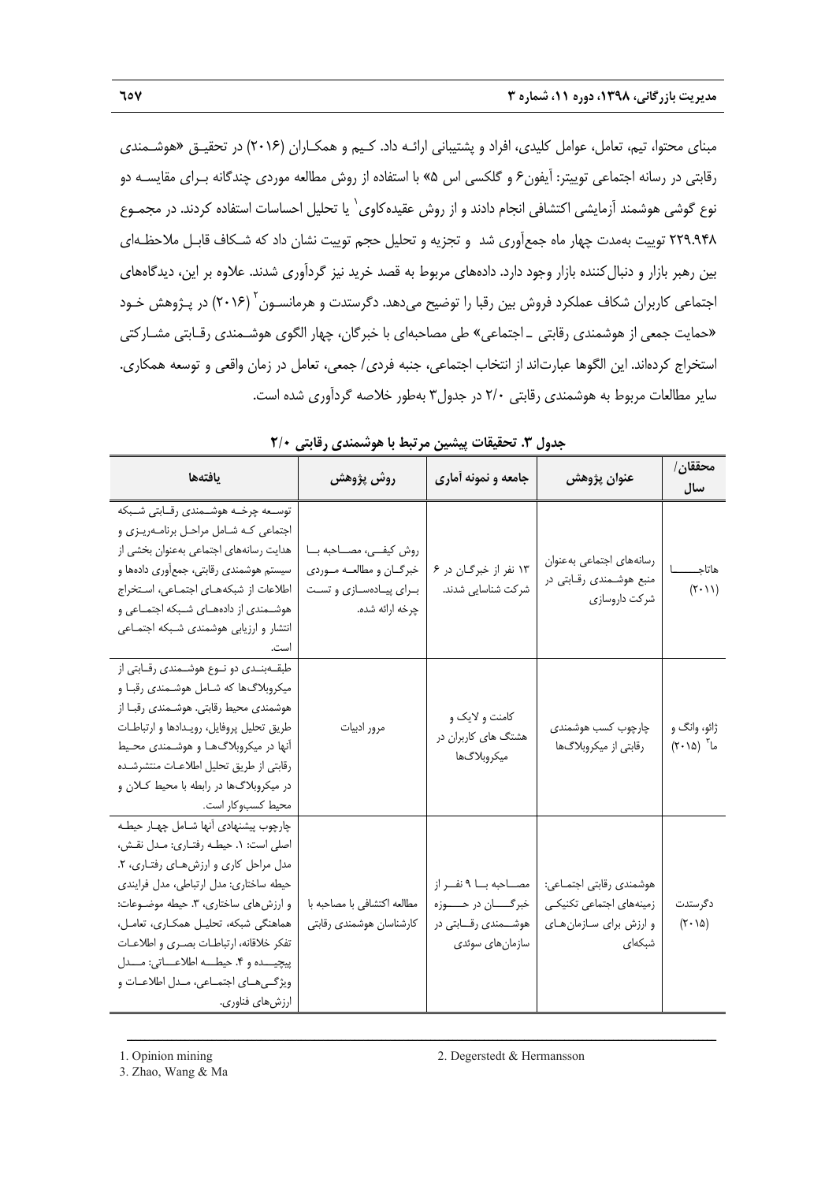مبنای محتوا، تیم، تعامل، عوامل کلیدی، افراد و پشتیبانی ارائـه داد. کـیم و همکـاران (۲۰۱۶) در تحقیـق «هوشـمندی رقابتی در رسانه اجتماعی توییتر: آیفون۶ و گلکسی اس ۵» با استفاده از روش مطالعه موردی چندگانه بـرای مقایسـه دو نوع گوشی هوشمند آزمایشی اکتشافی انجام دادند و از روش عقیده‌کاوی[1] یا تحلیل احساسات استفاده کردند. در مجمـوع ۲۲۹.۹۴۸ توییت به‌مدت چهار ماه جمع‌آوری شد و تجزیه و تحلیل حجم توییت نشان داد که شـکاف قابـل ملاحظـه‌ای بین رهبر بازار و دنبال‌کننده بازار وجود دارد. داده‌های مربوط به قصد خرید نیز گردآوری شدند. علاوه بر این، دیدگاه‌های اجتماعی کاربران شکاف عملکرد فروش بین رقبا را توضیح می‌دهد. دگرستدت و هرمانسـون[2] (۲۰۱۶) در پـژوهش خـود «حمایت جمعی از هوشمندی رقابتی ـ اجتماعی» طی مصاحبه‌ای با خبرگان، چهار الگوی هوشـمندی رقـابتی مشـارکتی استخراج کرده‌اند. این الگوها عبارت‌اند از انتخاب اجتماعی، جنبه فردی/ جمعی، تعامل در زمان واقعی و توسعه همکاری. سایر مطالعات مربوط به هوشمندی رقابتی ۲/۰ در جدول۳ به‌طور خلاصه گردآوری شده است.

**جدول ۳. تحقیقات پیشین مرتبط با هوشمندی رقابتی ۲/۰**

| محققان/ سال | عنوان پژوهش | جامعه و نمونه آماری | روش پژوهش | یافته‌ها |
|---|---|---|---|---|
| هاتاجـــــا (۲۰۱۱) | رسانه‌های اجتماعی به‌عنوان منبع هوشـمندی رقـابتی در شرکت داروسازی | ۱۳ نفر از خبرگـان در ۶ شرکت شناسایی شدند. | روش کیفـی، مصـاحبه بـا خبرگـان و مطالعـه مـوردی بـرای پیـاده‌سـازی و تسـت چرخه ارائه شده. | توسـعه چرخـه هوشـمندی رقـابتی شـبکه اجتماعی کـه شـامل مراحـل برنامـه‌ریـزی و هدایت رسانه‌های اجتماعی به‌عنوان بخشی از سیستم هوشمندی رقابتی، جمع‌آوری داده‌ها و اطلاعات از شبکه‌هـای اجتمـاعی، اسـتخراج هوشـمندی از داده‌هـای شـبکه اجتمـاعی و انتشار و ارزیابی هوشمندی شـبکه اجتمـاعی است. |
| ژائو، وانگ و ما[3] (۲۰۱۵) | چارچوب کسب هوشمندی رقابتی از میکروبلاگ‌ها | کامنت و لایک و هشتگ های کاربران در میکروبلاگ‌ها | مرور ادبیات | طبقـه‌بنـدی دو نـوع هوشـمندی رقـابتی از میکروبلاگ‌ها که شـامل هوشـمندی رقبـا و هوشمندی محیط رقابتی. هوشـمندی رقبـا از طریق تحلیل پروفایل، رویـدادها و ارتباطـات آنها در میکروبلاگ‌هـا و هوشـمندی محـیط رقابتی از طریق تحلیل اطلاعـات منتشرشـده در میکروبلاگ‌ها در رابطه با محیط کـلان و محیط کسب‌وکار است. |
| دگرستدت (۲۰۱۵) | هوشمندی رقابتی اجتمـاعی: زمینه‌های اجتماعی تکنیکـی و ارزش برای سـازمان‌هـای شبکه‌ای | مصـاحبه بـا ۹ نفـر از خبرگـــان در حـــوزه هوشـــمندی رقـــابتی در سازمان‌های سوئدی | مطالعه اکتشافی با مصاحبه با کارشناسان هوشمندی رقابتی | چارچوب پیشنهادی آنها شـامل چهـار حیطـه اصلی است: ۱. حیطـه رفتـاری: مـدل نقـش، مدل مراحل کاری و ارزش‌هـای رفتـاری، ۲. حیطه ساختاری: مدل ارتباطی، مدل فرایندی و ارزش‌های ساختاری، ۳. حیطه موضـوعات: هماهنگی شبکه، تحلیـل همکـاری، تعامـل، تفکر خلاقانه، ارتباطـات بصـری و اطلاعـات پیچیـــده و ۴. حیطـــه اطلاعـــاتی: مـــدل ویژگـی‌هـای اجتمـاعی، مـدل اطلاعـات و ارزش‌های فناوری. |

---

1. Opinion mining
2. Degerstedt & Hermansson
3. Zhao, Wang & Ma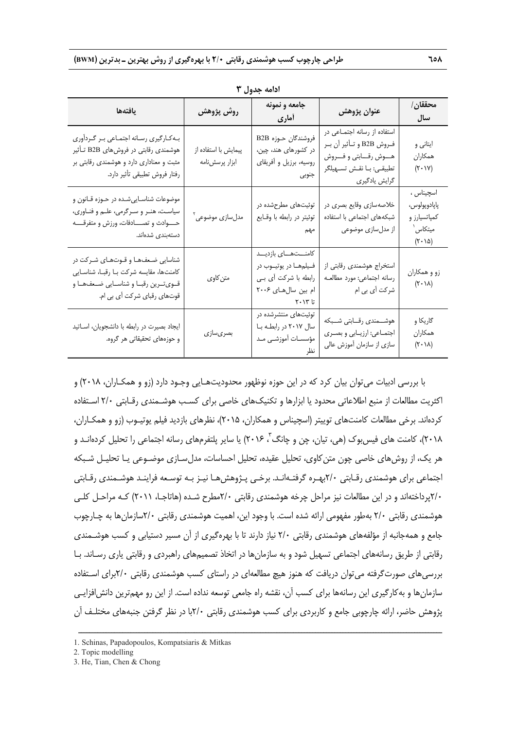**ادامه جدول ۳**

| محققان/ سال | عنوان پژوهش | جامعه و نمونه آماری | روش پژوهش | یافته‌ها |
|---|---|---|---|---|
| ایتانی و همکاران (۲۰۱۷) | استفاده از رسانه اجتماعی در فروش B2B و تأثیر آن بر هوش رقابتی و فروش تطبیقی: با نقش تسهیلگر گرایش یادگیری | فروشندگان حوزه B2B در کشورهای هند، چین، روسیه، برزیل و آفریقای جنوبی | پیمایش با استفاده از ابزار پرسش‌نامه | به‌کارگیری رسانه اجتماعی بر گردآوری هوشمندی رقابتی در فروش‌های B2B تأثیر مثبت و معناداری دارد و هوشمندی رقابتی بر رفتار فروش تطبیقی تأثیر دارد. |
| اسچیناس، پاپادوپولوس، کمپاتسیارز و میتکاس[1] (۲۰۱۵) | خلاصه‌سازی وقایع بصری در شبکه‌های اجتماعی با استفاده از مدل‌سازی موضوعی | توئیت‌های مطرح‌شده در توئیتر در رابطه با وقایع مهم | مدل‌سازی موضوعی[2] | موضوعات شناسایی‌شده در حوزه قانون و سیاست، هنر و سرگرمی، علم و فناوری، حوادث و تصادفات، ورزش و متفرقه دسته‌بندی شده‌اند. |
| زو و همکاران (۲۰۱۸) | استخراج هوشمندی رقابتی از رسانه اجتماعی: مورد مطالعه شرکت آی بی ام | کامنت‌های بازدید فیلم‌ها در یوتیوب در رابطه با شرکت آی بی ام در بین سال‌های ۲۰۰۶ تا ۲۰۱۳ | متن‌کاوی | شناسایی ضعف‌ها و قوت‌های شرکت در کامنت‌ها، مقایسه شرکت با رقبا، شناسایی قوی‌ترین رقبا و شناسایی ضعف‌ها و قوت‌های رقبای شرکت آی بی ام. |
| گاریکا و همکاران (۲۰۱۸) | هوشمندی رقابتی شبکه اجتماعی: ارزیابی و بصری سازی از سازمان آموزش عالی | توئیت‌های منتشرشده در سال ۲۰۱۷ در رابطه با مؤسسات آموزشی مد نظر | بصری‌سازی | ایجاد بصیرت در رابطه با دانشجویان، اساتید و حوزه‌های تحقیقاتی هر گروه. |

با بررسی ادبیات می‌توان بیان کرد که در این حوزه نوظهور محدودیت‌هایی وجود دارد (زو و همکاران، ۲۰۱۸) و اکثریت مطالعات از منبع اطلاعاتی محدود یا ابزارها و تکنیک‌های خاصی برای کسب هوشمندی رقابتی ۲/۰ استفاده کرده‌اند. برخی مطالعات کامنت‌های توییتر (اسچیناس و همکاران، ۲۰۱۵)، نظرهای بازدید فیلم یوتیوب (زو و همکاران، ۲۰۱۸)، کامنت های فیس‌بوک (هی، تیان، چن و چانگ[3]، ۲۰۱۶) یا سایر پلتفرم‌های رسانه اجتماعی را تحلیل کرده‌اند و هر یک، از روش‌های خاصی چون متن‌کاوی، تحلیل عقیده، تحلیل احساسات، مدل‌سازی موضوعی یا تحلیل شبکه اجتماعی برای هوشمندی رقابتی ۲/۰بهره گرفته‌اند. برخی پژوهش‌ها نیز به توسعه فرایند هوشمندی رقابتی ۲/۰پرداخته‌اند و در این مطالعات نیز مراحل چرخه هوشمندی رقابتی ۲/۰مطرح شده (هاتاجا، ۲۰۱۱) که مراحل کلی هوشمندی رقابتی ۲/۰ به‌طور مفهومی ارائه شده است. با وجود این، اهمیت هوشمندی رقابتی ۲/۰سازمان‌ها به چارچوب جامع و همه‌جانبه از مؤلفه‌های هوشمندی رقابتی ۲/۰ نیاز دارند تا با بهره‌گیری از آن مسیر دستیابی و کسب هوشمندی رقابتی از طریق رسانه‌های اجتماعی تسهیل شود و به سازمان‌ها در اتخاذ تصمیم‌های راهبردی و رقابتی یاری رساند. با بررسی‌های صورت‌گرفته می‌توان دریافت که هنوز هیچ مطالعه‌ای در راستای کسب هوشمندی رقابتی ۲/۰برای استفاده سازمان‌ها و به‌کارگیری این رسانه‌ها برای کسب آن، نقشه راه جامعی توسعه نداده است. از این رو مهم‌ترین دانش‌افزایی پژوهش حاضر، ارائه چارچوبی جامع و کاربردی برای کسب هوشمندی رقابتی ۲/۰با در نظر گرفتن جنبه‌های مختلف آن

---

1. Schinas, Papadopoulos, Kompatsiaris & Mitkas
2. Topic modelling
3. He, Tian, Chen & Chong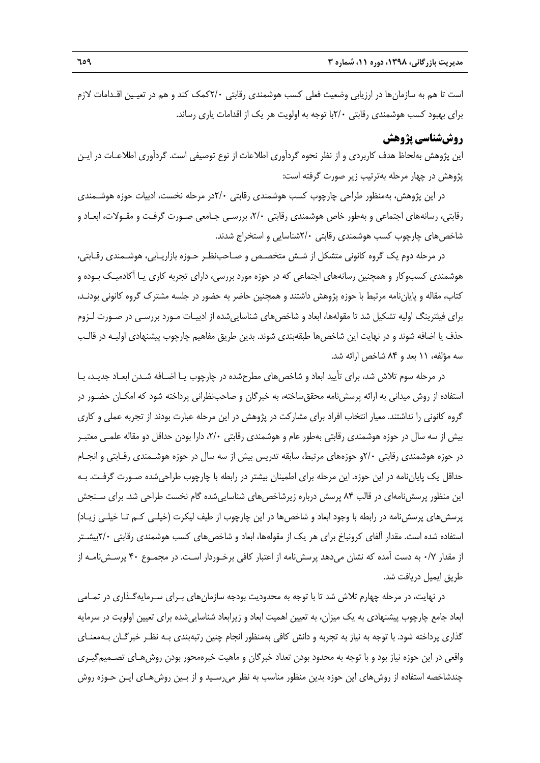است تا هم به سازمان‌ها در ارزیابی وضعیت فعلی کسب هوشمندی رقابتی ۲/۰کمک کند و هم در تعیین اقدامات لازم برای بهبود کسب هوشمندی رقابتی ۲/۰با توجه به اولویت هر یک از اقدامات یاری رساند.

## روش‌شناسی پژوهش

این پژوهش به‌لحاظ هدف کاربردی و از نظر نحوه گردآوری اطلاعات از نوع توصیفی است. گردآوری اطلاعات در این پژوهش در چهار مرحله به‌ترتیب زیر صورت گرفته است:

در این پژوهش، به‌منظور طراحی چارچوب کسب هوشمندی رقابتی ۲/۰در مرحله نخست، ادبیات حوزه هوشمندی رقابتی، رسانه‌های اجتماعی و به‌طور خاص هوشمندی رقابتی ۲/۰، بررسی جامعی صورت گرفت و مقولات، ابعاد و شاخص‌های چارچوب کسب هوشمندی رقابتی ۲/۰شناسایی و استخراج شدند.

در مرحله دوم یک گروه کانونی متشکل از شش متخصص و صاحب‌نظر حوزه بازاریابی، هوشمندی رقابتی، هوشمندی کسب‌وکار و همچنین رسانه‌های اجتماعی که در حوزه مورد بررسی، دارای تجربه کاری یا آکادمیک بوده و کتاب، مقاله و پایان‌نامه مرتبط با حوزه پژوهش داشتند و همچنین حاضر به حضور در جلسه مشترک گروه کانونی بودند، برای فیلترینگ اولیه تشکیل شد تا مقوله‌ها، ابعاد و شاخص‌های شناسایی‌شده از ادبیات مورد بررسی در صورت لزوم حذف یا اضافه شوند و در نهایت این شاخص‌ها طبقه‌بندی شوند. بدین طریق مفاهیم چارچوب پیشنهادی اولیه در قالب سه مؤلفه، ۱۱ بعد و ۸۴ شاخص ارائه شد.

در مرحله سوم تلاش شد، برای تأیید ابعاد و شاخص‌های مطرح‌شده در چارچوب یا اضافه شدن ابعاد جدید، با استفاده از روش میدانی به ارائه پرسش‌نامه محقق‌ساخته، به خبرگان و صاحب‌نظرانی پرداخته شود که امکان حضور در گروه کانونی را نداشتند. معیار انتخاب افراد برای مشارکت در پژوهش در این مرحله عبارت بودند از تجربه عملی و کاری بیش از سه سال در حوزه هوشمندی رقابتی به‌طور عام و هوشمندی رقابتی ۲/۰، دارا بودن حداقل دو مقاله علمی معتبر در حوزه هوشمندی رقابتی ۲/۰و حوزه‌های مرتبط، سابقه تدریس بیش از سه سال در حوزه هوشمندی رقابتی و انجام حداقل یک پایان‌نامه در این حوزه. این مرحله برای اطمینان بیشتر در رابطه با چارچوب طراحی‌شده صورت گرفت. به این منظور پرسش‌نامه‌ای در قالب ۸۴ پرسش درباره زیرشاخص‌های شناسایی‌شده گام نخست طراحی شد. برای سنجش پرسش‌های پرسش‌نامه در رابطه با وجود ابعاد و شاخص‌ها در این چارچوب از طیف لیکرت (خیلی کم تا خیلی زیاد) استفاده شده است. مقدار آلفای کرونباخ برای هر یک از مقوله‌ها، ابعاد و شاخص‌های کسب هوشمندی رقابتی ۲/۰بیشتر از مقدار ۰/۷ به دست آمده که نشان می‌دهد پرسش‌نامه از اعتبار کافی برخوردار است. در مجموع ۴۰ پرسش‌نامه از طریق ایمیل دریافت شد.

در نهایت، در مرحله چهارم تلاش شد تا با توجه به محدودیت بودجه سازمان‌های برای سرمایه‌گذاری در تمامی ابعاد جامع چارچوب پیشنهادی به یک میزان، به تعیین اهمیت ابعاد و زیرابعاد شناسایی‌شده برای تعیین اولویت در سرمایه گذاری پرداخته شود. با توجه به نیاز به تجربه و دانش کافی به‌منظور انجام چنین رتبه‌بندی به نظر خبرگان به‌معنای واقعی در این حوزه نیاز بود و با توجه به محدود بودن تعداد خبرگان و ماهیت خبره‌محور بودن روش‌های تصمیم‌گیری چندشاخصه استفاده از روش‌های این حوزه بدین منظور مناسب به نظر می‌رسید و از بین روش‌های این حوزه روش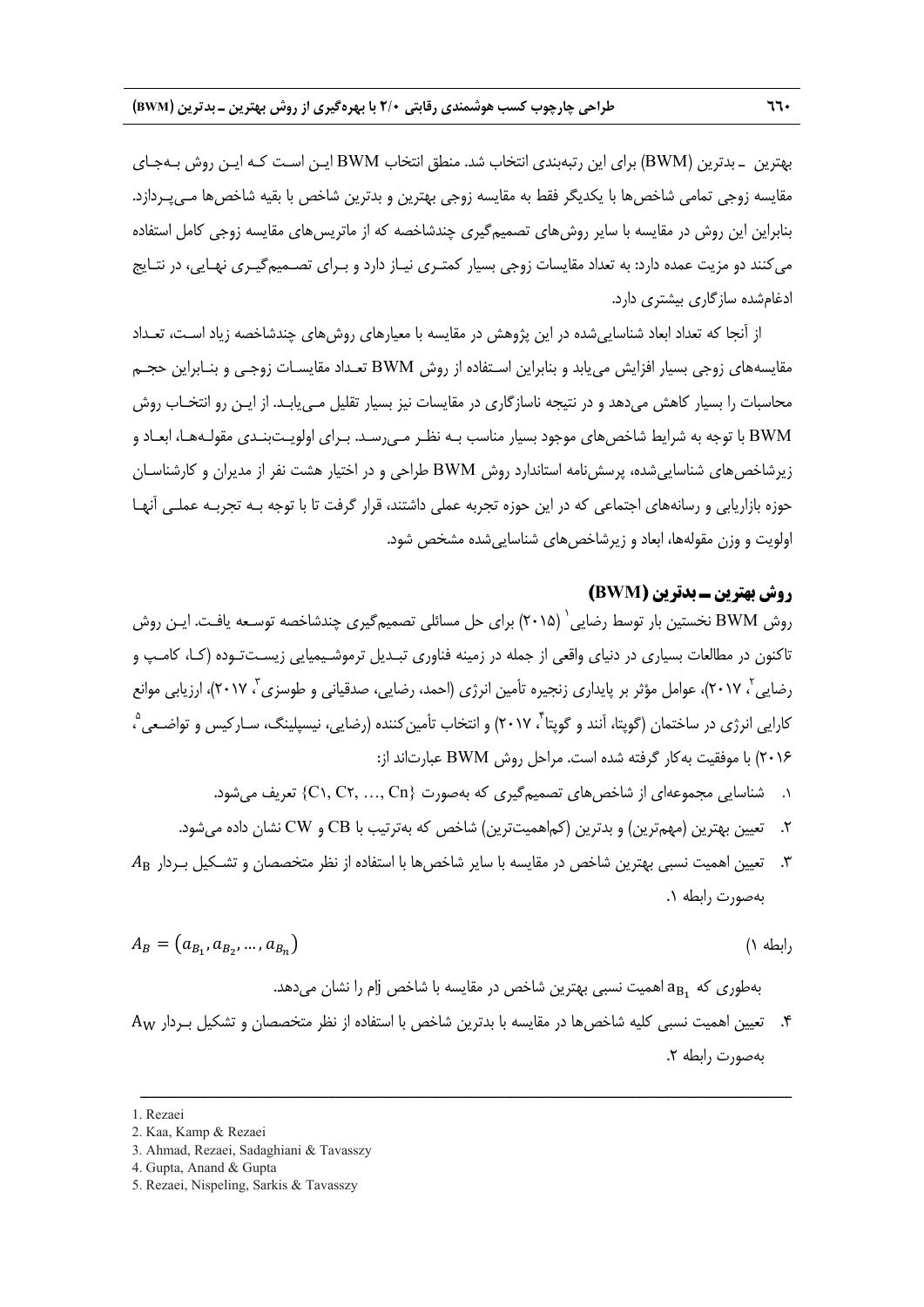بهترین ـ بدترین (BWM) برای این رتبه‌بندی انتخاب شد. منطق انتخاب BWM این است که این روش به‌جای مقایسه زوجی تمامی شاخص‌ها با یکدیگر فقط به مقایسه زوجی بهترین و بدترین شاخص با بقیه شاخص‌ها می‌پردازد. بنابراین این روش در مقایسه با سایر روش‌های تصمیم‌گیری چندشاخصه که از ماتریس‌های مقایسه زوجی کامل استفاده می‌کنند دو مزیت عمده دارد: به تعداد مقایسات زوجی بسیار کمتری نیاز دارد و برای تصمیم‌گیری نهایی، در نتایج ادغام‌شده سازگاری بیشتری دارد.

از آنجا که تعداد ابعاد شناسایی‌شده در این پژوهش در مقایسه با معیارهای روش‌های چندشاخصه زیاد است، تعداد مقایسه‌های زوجی بسیار افزایش می‌یابد و بنابراین استفاده از روش BWM تعداد مقایسات زوجی و بنابراین حجم محاسبات را بسیار کاهش می‌دهد و در نتیجه ناسازگاری در مقایسات نیز بسیار تقلیل می‌یابد. از این رو انتخاب روش BWM با توجه به شرایط شاخص‌های موجود بسیار مناسب به نظر می‌رسد. برای اولویت‌بندی مقوله‌ها، ابعاد و زیرشاخص‌های شناسایی‌شده، پرسش‌نامه استاندارد روش BWM طراحی و در اختیار هشت نفر از مدیران و کارشناسان حوزه بازاریابی و رسانه‌های اجتماعی که در این حوزه تجربه عملی داشتند، قرار گرفت تا با توجه به تجربه عملی آنها اولویت و وزن مقوله‌ها، ابعاد و زیرشاخص‌های شناسایی‌شده مشخص شود.

## روش بهترین ـ بدترین (BWM)

روش BWM نخستین بار توسط رضایی[1] (۲۰۱۵) برای حل مسائلی تصمیم‌گیری چندشاخصه توسعه یافت. این روش تاکنون در مطالعات بسیاری در دنیای واقعی از جمله در زمینه فناوری تبدیل ترموشیمیایی زیست‌توده (کا، کامپ و رضایی[2]، ۲۰۱۷)، عوامل مؤثر بر پایداری زنجیره تأمین انرژی (احمد، رضایی، صدقیانی و طوسزی[3]، ۲۰۱۷)، ارزیابی موانع کارایی انرژی در ساختمان (گوپتا، آنند و گوپتا[4]، ۲۰۱۷) و انتخاب تأمین‌کننده (رضایی، نیسپلینگ، سارکیس و تواضعی[5]، ۲۰۱۶) با موفقیت به‌کار گرفته شده است. مراحل روش BWM عبارت‌اند از:

۱. شناسایی مجموعه‌ای از شاخص‌های تصمیم‌گیری که به‌صورت {C۱, C۲, …, Cn} تعریف می‌شود.

۲. تعیین بهترین (مهم‌ترین) و بدترین (کم‌اهمیت‌ترین) شاخص که به‌ترتیب با CB و CW نشان داده می‌شود.

۳. تعیین اهمیت نسبی بهترین شاخص در مقایسه با سایر شاخص‌ها با استفاده از نظر متخصصان و تشکیل بردار $A_B$ به‌صورت رابطه ۱.

$$A_B = \left(a_{B_1}, a_{B_2}, \ldots, a_{B_n}\right) \quad \text{(۱ رابطه)}$$

به‌طوری که $a_{B_1}$ اهمیت نسبی بهترین شاخص در مقایسه با شاخص jام را نشان می‌دهد.

۴. تعیین اهمیت نسبی کلیه شاخص‌ها در مقایسه با بدترین شاخص با استفاده از نظر متخصصان و تشکیل بردار $A_W$ به‌صورت رابطه ۲.

---

1. Rezaei
2. Kaa, Kamp & Rezaei
3. Ahmad, Rezaei, Sadaghiani & Tavasszy
4. Gupta, Anand & Gupta
5. Rezaei, Nispeling, Sarkis & Tavasszy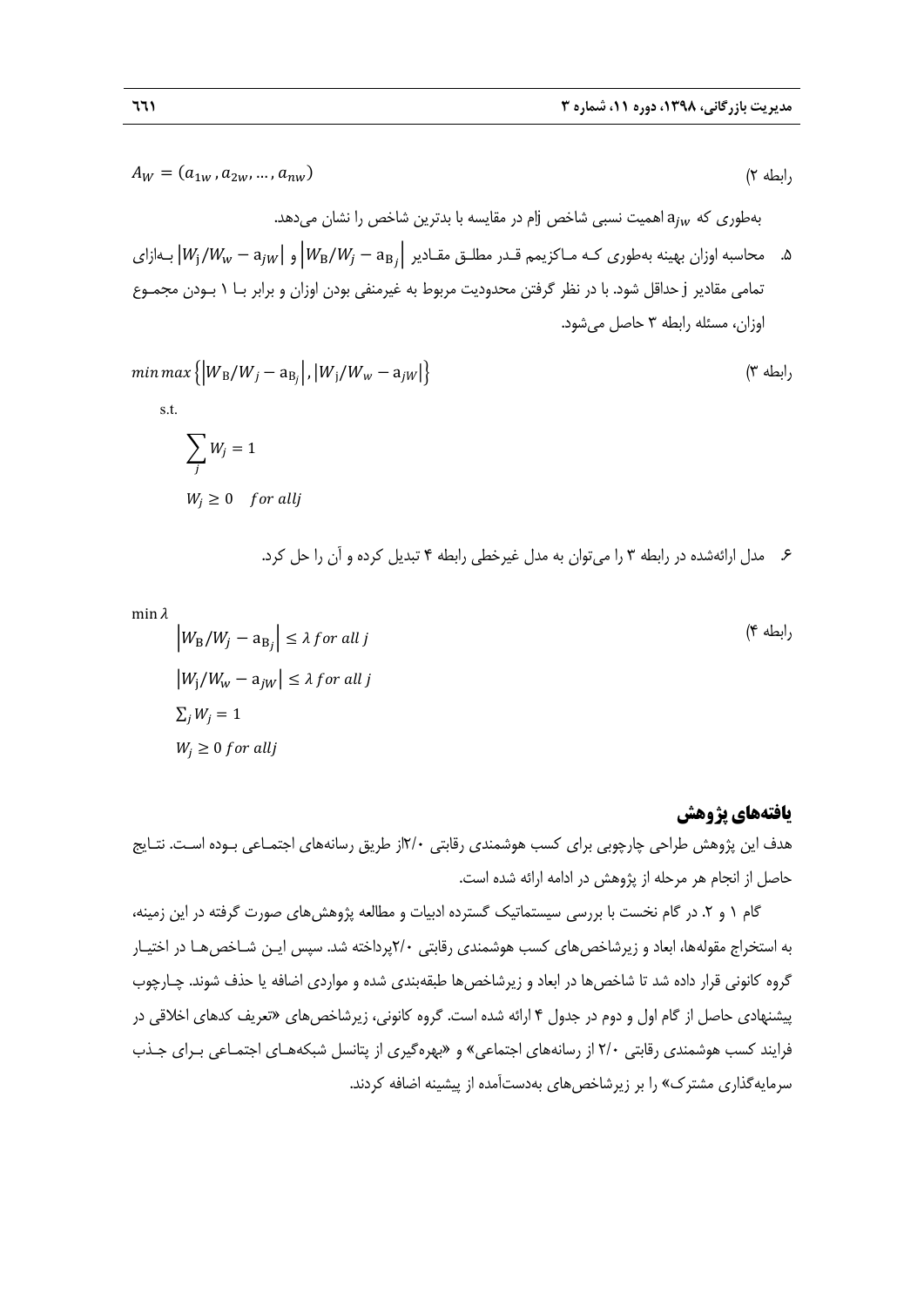$$A_W = (a_{1w}, a_{2w}, \dots, a_{nw})$$ رابطه ۲)

به‌طوری که $a_{jw}$ اهمیت نسبی شاخص jام در مقایسه با بدترین شاخص را نشان می‌دهد.

۵. محاسبه اوزان بهینه به‌طوری که ماکزیمم قدر مطلق مقادیر $\left|W_B/W_j - a_{B_j}\right|$ و $\left|W_j/W_w - a_{jW}\right|$ به‌ازای تمامی مقادیر j حداقل شود. با در نظر گرفتن محدودیت مربوط به غیرمنفی بودن اوزان و برابر با ۱ بودن مجموع اوزان، مسئله رابطه ۳ حاصل می‌شود.

$$\min \max \left\{ \left|W_B/W_j - a_{B_j}\right|, \left|W_j/W_w - a_{jW}\right| \right\}$$ رابطه ۳)

$$\text{s.t.}$$

$$\sum_j W_j = 1$$

$$W_j \geq 0 \quad for\ all j$$

۶. مدل ارائه‌شده در رابطه ۳ را می‌توان به مدل غیرخطی رابطه ۴ تبدیل کرده و آن را حل کرد.

$$\min \lambda$$ رابطه ۴)

$$\left|W_B/W_j - a_{B_j}\right| \leq \lambda \ for\ all\ j$$

$$\left|W_j/W_w - a_{jW}\right| \leq \lambda \ for\ all\ j$$

$$\sum_j W_j = 1$$

$$W_j \geq 0 \ for\ all j$$

## یافته‌های پژوهش

هدف این پژوهش طراحی چارچوبی برای کسب هوشمندی رقابتی ۲/۰از طریق رسانه‌های اجتماعی بوده است. نتایج حاصل از انجام هر مرحله از پژوهش در ادامه ارائه شده است.

گام ۱ و ۲. در گام نخست با بررسی سیستماتیک گسترده ادبیات و مطالعه پژوهش‌های صورت گرفته در این زمینه، به استخراج مقوله‌ها، ابعاد و زیرشاخص‌های کسب هوشمندی رقابتی ۲/۰پرداخته شد. سپس این شاخص‌ها در اختیار گروه کانونی قرار داده شد تا شاخص‌ها در ابعاد و زیرشاخص‌ها طبقه‌بندی شده و مواردی اضافه یا حذف شوند. چارچوب پیشنهادی حاصل از گام اول و دوم در جدول ۴ ارائه شده است. گروه کانونی، زیرشاخص‌های «تعریف کدهای اخلاقی در فرایند کسب هوشمندی رقابتی ۲/۰ از رسانه‌های اجتماعی» و «بهره‌گیری از پتانسل شبکه‌های اجتماعی برای جذب سرمایه‌گذاری مشترک» را بر زیرشاخص‌های به‌دست‌آمده از پیشینه اضافه کردند.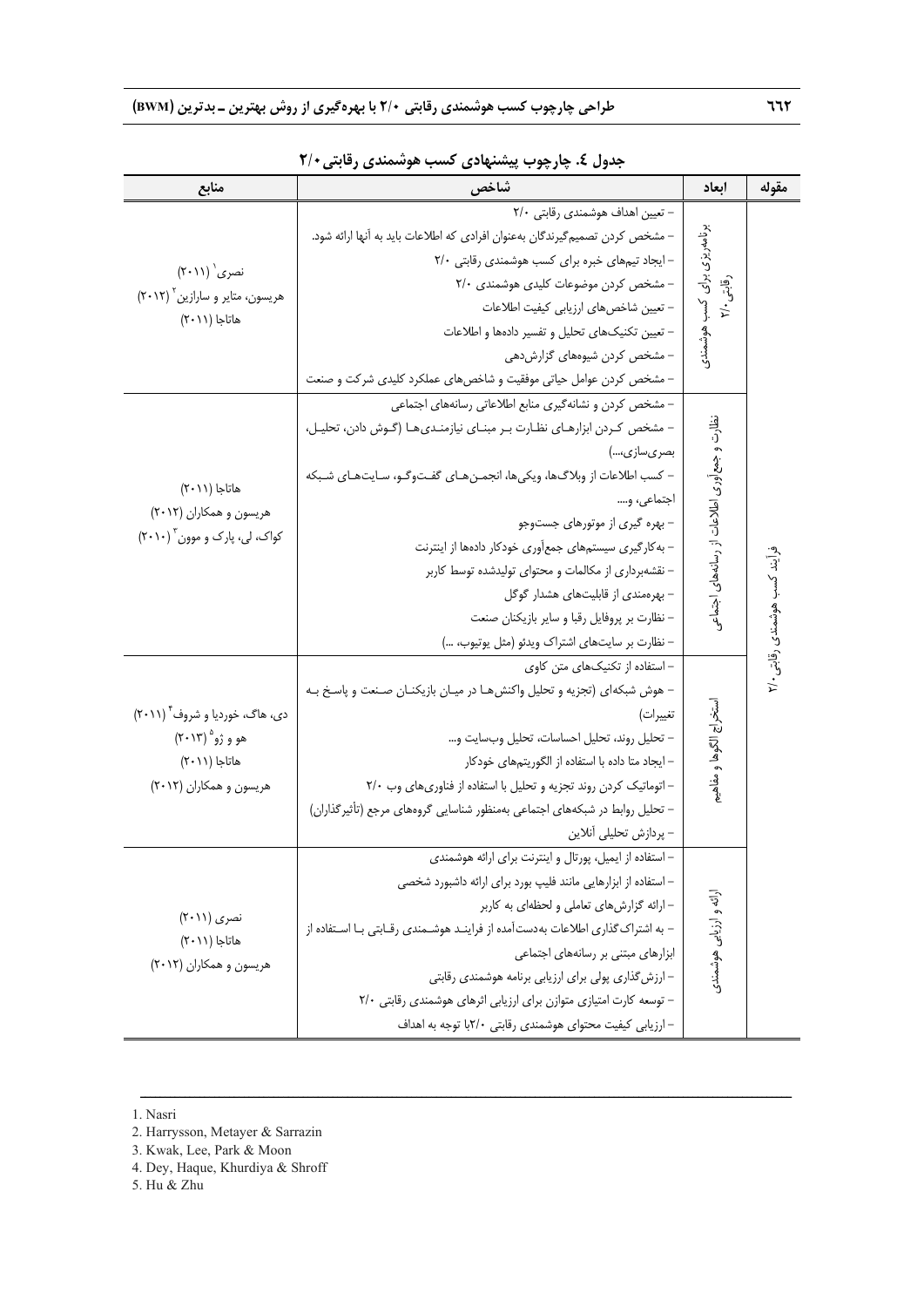**جدول ٤. چارچوب پیشنهادی کسب هوشمندی رقابتی۲/۰**

| مقوله | ابعاد | شاخص | منابع |
|---|---|---|---|
| فرآیند کسب هوشمندی رقابتی ۲/۰ | برنامه‌ریزی برای کسب هوشمندی رقابتی ۲/۰ | – تعیین اهداف هوشمندی رقابتی ۲/۰<br>– مشخص کردن تصمیم‌گیرندگان به‌عنوان افرادی که اطلاعات باید به آنها ارائه شود.<br>– ایجاد تیم‌های خبره برای کسب هوشمندی رقابتی ۲/۰<br>– مشخص کردن موضوعات کلیدی هوشمندی ۲/۰<br>– تعیین شاخص‌های ارزیابی کیفیت اطلاعات<br>– تعیین تکنیک‌های تحلیل و تفسیر داده‌ها و اطلاعات<br>– مشخص کردن شیوه‌های گزارش‌دهی<br>– مشخص کردن عوامل حیاتی موفقیت و شاخص‌های عملکرد کلیدی شرکت و صنعت | نصری[1] (۲۰۱۱)<br>هریسون، متایر و سارازین[2] (۲۰۱۲)<br>هاتاجا (۲۰۱۱) |
| | نظارت و جمع‌آوری اطلاعات از رسانه‌های اجتماعی | – مشخص کردن و نشانه‌گیری منابع اطلاعاتی رسانه‌های اجتماعی<br>– مشخص کردن ابزارهای نظارت بر مبنای نیازمندی‌ها (گوش دادن، تحلیل، بصری‌سازی،...)<br>– کسب اطلاعات از وبلاگ‌ها، ویکی‌ها، انجمن‌های گفت‌وگو، سایت‌های شبکه اجتماعی، و....<br>– بهره گیری از موتورهای جست‌وجو<br>– به‌کارگیری سیستم‌های جمع‌آوری خودکار داده‌ها از اینترنت<br>– نقشه‌برداری از مکالمات و محتوای تولیدشده توسط کاربر<br>– بهره‌مندی از قابلیت‌های هشدار گوگل<br>– نظارت بر پروفایل رقبا و سایر بازیکنان صنعت<br>– نظارت بر سایت‌های اشتراک ویدئو (مثل یوتیوب، ...) | هاتاجا (۲۰۱۱)<br>هریسون و همکاران (۲۰۱۲)<br>کواک، لی، پارک و موون[3] (۲۰۱۰) |
| | استخراج الگوها و مفاهیم | – استفاده از تکنیک‌های متن کاوی<br>– هوش شبکه‌ای (تجزیه و تحلیل واکنش‌ها در میان بازیکنان صنعت و پاسخ به تغییرات)<br>– تحلیل روند، تحلیل احساسات، تحلیل وب‌سایت و...<br>– ایجاد متا داده با استفاده از الگوریتم‌های خودکار<br>– اتوماتیک کردن روند تجزیه و تحلیل با استفاده از فناوری‌های وب ۲/۰<br>– تحلیل روابط در شبکه‌های اجتماعی به‌منظور شناسایی گروه‌های مرجع (تأثیرگذاران)<br>– پردازش تحلیلی آنلاین | دی، هاگ، خوردیا و شروف[4] (۲۰۱۱)<br>هو و ژو[5] (۲۰۱۳)<br>هاتاجا (۲۰۱۱)<br>هریسون و همکاران (۲۰۱۲) |
| | ارائه و ارزیابی هوشمندی | – استفاده از ایمیل، پورتال و اینترنت برای ارائه هوشمندی<br>– استفاده از ابزارهایی مانند فلیپ بورد برای ارائه داشبورد شخصی<br>– ارائه گزارش‌های تعاملی و لحظه‌ای به کاربر<br>– به اشتراک‌گذاری اطلاعات به‌دست‌آمده از فرایند هوشمندی رقابتی با استفاده از ابزارهای مبتنی بر رسانه‌های اجتماعی<br>– ارزش‌گذاری پولی برای ارزیابی برنامه هوشمندی رقابتی<br>– توسعه کارت امتیازی متوازن برای ارزیابی اثرهای هوشمندی رقابتی ۲/۰<br>– ارزیابی کیفیت محتوای هوشمندی رقابتی ۲/۰با توجه به اهداف | نصری (۲۰۱۱)<br>هاتاجا (۲۰۱۱)<br>هریسون و همکاران (۲۰۱۲) |

---

1. Nasri
2. Harrysson, Metayer & Sarrazin
3. Kwak, Lee, Park & Moon
4. Dey, Haque, Khurdiya & Shroff
5. Hu & Zhu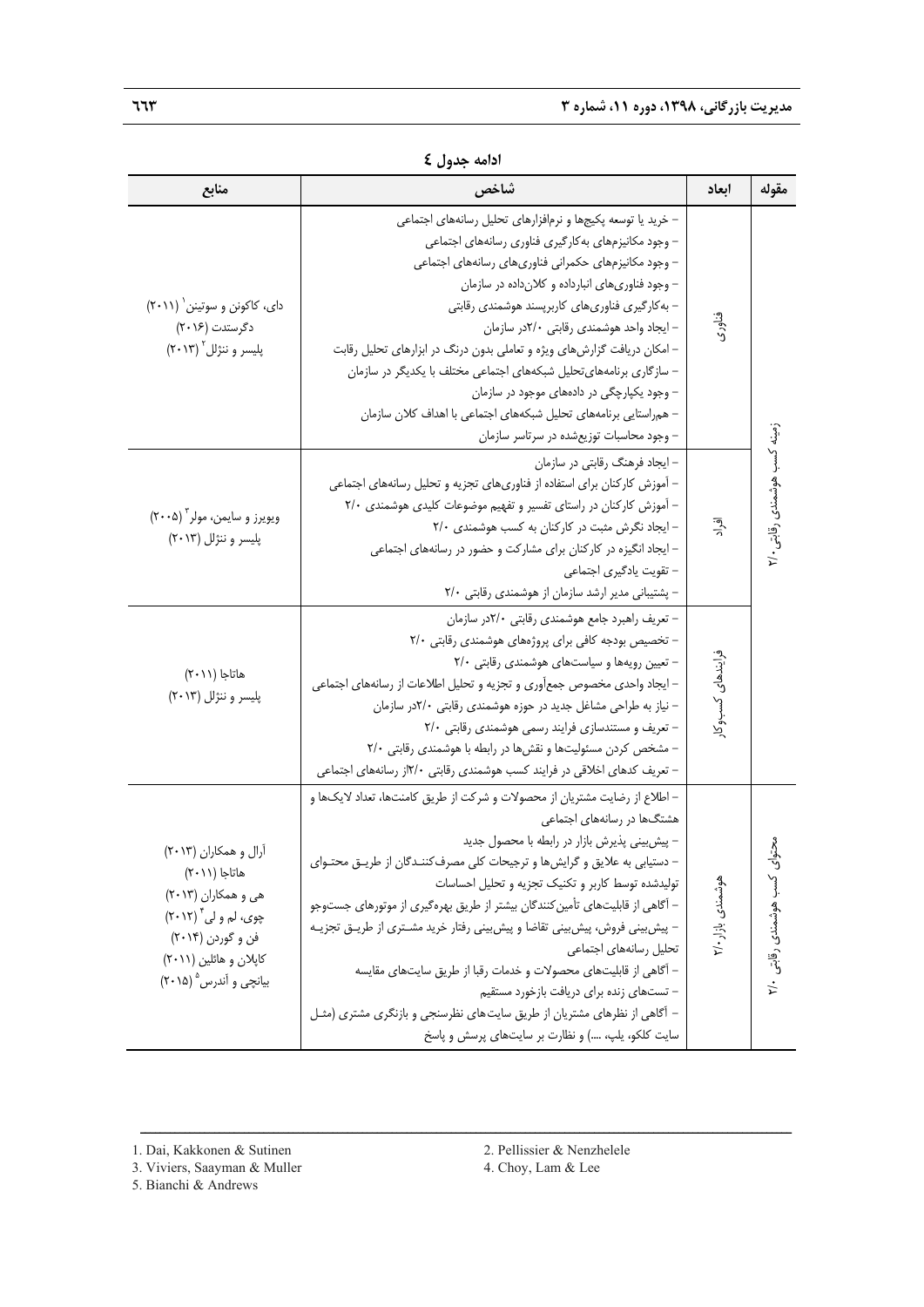**ادامه جدول ٤**

| مقوله | ابعاد | شاخص | منابع |
|---|---|---|---|
| زمینه کسب هوشمندی رقابتی ۲/۰ | فناوری | – خرید یا توسعه پکیج‌ها و نرم‌افزارهای تحلیل رسانه‌های اجتماعی<br>– وجود مکانیزم‌های به‌کارگیری فناوری رسانه‌های اجتماعی<br>– وجود مکانیزم‌های حکمرانی فناوری‌های رسانه‌های اجتماعی<br>– وجود فناوری‌های انبارداده و کلان‌داده در سازمان<br>– به‌کارگیری فناوری‌های کاربرپسند هوشمندی رقابتی<br>– ایجاد واحد هوشمندی رقابتی ۲/۰در سازمان<br>– امکان دریافت گزارش‌های ویژه و تعاملی بدون درنگ در ابزارهای تحلیل رقابت<br>– سازگاری برنامه‌های‌تحلیل شبکه‌های اجتماعی مختلف با یکدیگر در سازمان<br>– وجود یکپارچگی در داده‌های موجود در سازمان<br>– هم‌راستایی برنامه‌های تحلیل شبکه‌های اجتماعی با اهداف کلان سازمان<br>– وجود محاسبات توزیع‌شده در سرتاسر سازمان | دای، کاکونن و سوتینن[1] (۲۰۱۱)<br>دگرستدت (۲۰۱۶)<br>پلیسر و ننژال[2] (۲۰۱۳) |
| | افراد | – ایجاد فرهنگ رقابتی در سازمان<br>– آموزش کارکنان برای استفاده از فناوری‌های تجزیه و تحلیل رسانه‌های اجتماعی<br>– آموزش کارکنان در راستای تفسیر و تفهیم موضوعات کلیدی هوشمندی ۲/۰<br>– ایجاد نگرش مثبت در کارکنان به کسب هوشمندی ۲/۰<br>– ایجاد انگیزه در کارکنان برای مشارکت و حضور در رسانه‌های اجتماعی<br>– تقویت یادگیری اجتماعی<br>– پشتیبانی مدیر ارشد سازمان از هوشمندی رقابتی ۲/۰ | ویویرز و سایمن، مولر[3] (۲۰۰۵)<br>پلیسر و ننژال (۲۰۱۳) |
| | فرایندهای کسب‌وکار | – تعریف راهبرد جامع هوشمندی رقابتی ۲/۰در سازمان<br>– تخصیص بودجه کافی برای پروژه‌های هوشمندی رقابتی ۲/۰<br>– تعیین رویه‌ها و سیاست‌های هوشمندی رقابتی ۲/۰<br>– ایجاد واحدی مخصوص جمع‌آوری و تجزیه و تحلیل اطلاعات از رسانه‌های اجتماعی<br>– نیاز به طراحی مشاغل جدید در حوزه هوشمندی رقابتی ۲/۰در سازمان<br>– تعریف و مستندسازی فرایند رسمی هوشمندی رقابتی ۲/۰<br>– مشخص کردن مسئولیت‌ها و نقش‌ها در رابطه با هوشمندی رقابتی ۲/۰<br>– تعریف کدهای اخلاقی در فرایند کسب هوشمندی رقابتی ۲/۰از رسانه‌های اجتماعی | هاتاجا (۲۰۱۱)<br>پلیسر و ننژال (۲۰۱۳) |
| محتوای کسب هوشمندی رقابتی ۲/۰ | هوشمندی بازار ۲/۰ | – اطلاع از رضایت مشتریان از محصولات و شرکت از طریق کامنت‌ها، تعداد لایک‌ها و هشتگ‌ها در رسانه‌های اجتماعی<br>– پیش‌بینی پذیرش بازار در رابطه با محصول جدید<br>– دستیابی به علایق و گرایش‌ها و ترجیحات کلی مصرف‌کنندگان از طریق محتوای تولیدشده توسط کاربر و تکنیک تجزیه و تحلیل احساسات<br>– آگاهی از قابلیت‌های تأمین‌کنندگان بیشتر از طریق بهره‌گیری از موتورهای جست‌وجو<br>– پیش‌بینی فروش، پیش‌بینی تقاضا و پیش‌بینی رفتار خرید مشتری از طریق تجزیه تحلیل رسانه‌های اجتماعی<br>– آگاهی از قابلیت‌های محصولات و خدمات رقبا از طریق سایت‌های مقایسه<br>– تست‌های زنده برای دریافت بازخورد مستقیم<br>– آگاهی از نظرهای مشتریان از طریق سایت‌های نظرسنجی و بازنگری مشتری (مثل سایت کلکو، یلپ، ....) و نظارت بر سایت‌های پرسش و پاسخ | آرال و همکاران (۲۰۱۳)<br>هاتاجا (۲۰۱۱)<br>هی و همکاران (۲۰۱۳)<br>چوی، لم و لی[4] (۲۰۱۲)<br>فن و گوردن (۲۰۱۴)<br>کاپلان و هائلین (۲۰۱۱)<br>بیانچی و آندرس[5] (۲۰۱۵) |

---

1. Dai, Kakkonen & Sutinen
2. Pellissier & Nenzhelele
3. Viviers, Saayman & Muller
4. Choy, Lam & Lee
5. Bianchi & Andrews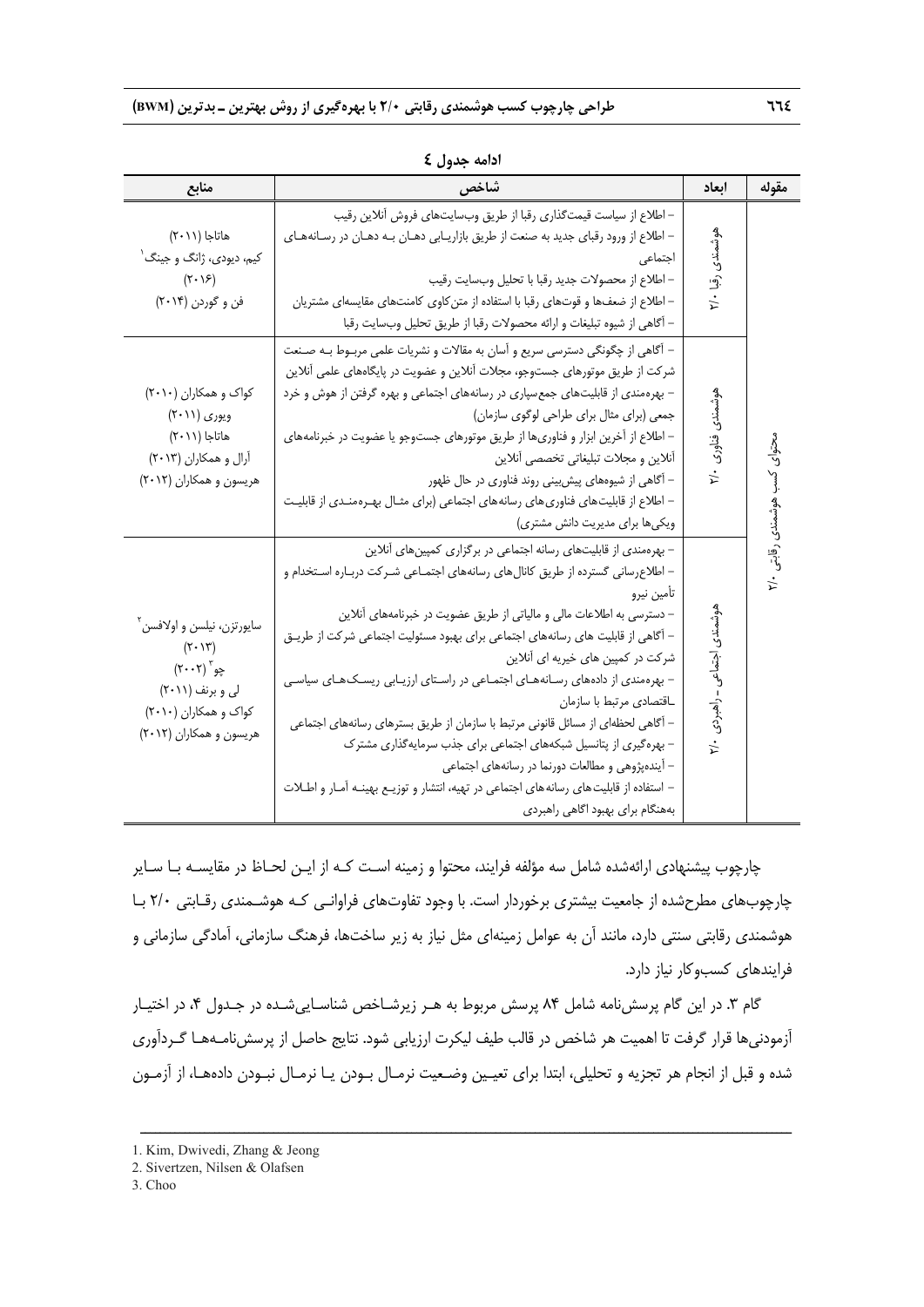**ادامه جدول ۴**

| مقوله | ابعاد | شاخص | منابع |
|---|---|---|---|
| محتوای کسب هوشمندی رقابتی ۲/۰ | هوشمندی رقبا ۲/۰ | – اطلاع از سیاست قیمت‌گذاری رقبا از طریق وب‌سایت‌های فروش آنلاین رقیب<br>– اطلاع از ورود رقبای جدید به صنعت از طریق بازاریابی دهان به دهان در رسانه‌های اجتماعی<br>– اطلاع از محصولات جدید رقبا با تحلیل وب‌سایت رقیب<br>– اطلاع از ضعف‌ها و قوت‌های رقبا با استفاده از متن‌کاوی کامنت‌های مقایسه‌ای مشتریان<br>– آگاهی از شیوه تبلیغات و ارائه محصولات رقبا از طریق تحلیل وب‌سایت رقبا | هاتاجا (۲۰۱۱)<br>کیم، دیودی، ژانگ و جینگ[1] (۲۰۱۶)<br>فن و گوردن (۲۰۱۴) |
| | هوشمندی فناوری ۲/۰ | – آگاهی از چگونگی دسترسی سریع و آسان به مقالات و نشریات علمی مربوط به صنعت شرکت از طریق موتورهای جست‌وجو، مجلات آنلاین و عضویت در پایگاه‌های علمی آنلاین<br>– بهره‌مندی از قابلیت‌های جمع‌سپاری در رسانه‌های اجتماعی و بهره گرفتن از هوش و خرد جمعی (برای مثال برای طراحی لوگوی سازمان)<br>– اطلاع از آخرین ابزار و فناوری‌ها از طریق موتورهای جست‌وجو یا عضویت در خبرنامه‌های آنلاین و مجلات تبلیغاتی تخصصی آنلاین<br>– آگاهی از شیوه‌های پیش‌بینی روند فناوری در حال ظهور<br>– اطلاع از قابلیت‌های فناوری‌های رسانه‌های اجتماعی (برای مثال بهره‌مندی از قابلیت ویکی‌ها برای مدیریت دانش مشتری) | کواک و همکاران (۲۰۱۰)<br>ویوری (۲۰۱۱)<br>هاتاجا (۲۰۱۱)<br>آرال و همکاران (۲۰۱۳)<br>هریسون و همکاران (۲۰۱۲) |
| | هوشمندی اجتماعی ـ راهبردی ۲/۰ | – بهره‌مندی از قابلیت‌های رسانه اجتماعی در برگزاری کمپین‌های آنلاین<br>– اطلاع‌رسانی گسترده از طریق کانال‌های رسانه‌های اجتماعی شرکت درباره استخدام و تأمین نیرو<br>– دسترسی به اطلاعات مالی و مالیاتی از طریق عضویت در خبرنامه‌های آنلاین<br>– آگاهی از قابلیت های رسانه‌های اجتماعی برای بهبود مسئولیت اجتماعی شرکت از طریق شرکت در کمپین های خیریه ای آنلاین<br>– بهره‌مندی از داده‌های رسانه‌های اجتماعی در راستای ارزیابی ریسک‌های سیاسی ـاقتصادی مرتبط با سازمان<br>– آگاهی لحظه‌ای از مسائل قانونی مرتبط با سازمان از طریق بسترهای رسانه‌های اجتماعی<br>– بهره‌گیری از پتانسیل شبکه‌های اجتماعی برای جذب سرمایه‌گذاری مشترک<br>– آینده‌پژوهی و مطالعات دورنما در رسانه‌های اجتماعی<br>– استفاده از قابلیت‌های رسانه‌های اجتماعی در تهیه، انتشار و توزیع بهینه آمار و اطلات به‌هنگام برای بهبود اگاهی راهبردی | سایورتزن، نیلسن و اولافسن[2] (۲۰۱۳)<br>چو[3] (۲۰۰۲)<br>لی و برنف (۲۰۱۱)<br>کواک و همکاران (۲۰۱۰)<br>هریسون و همکاران (۲۰۱۲) |

چارچوب پیشنهادی ارائه‌شده شامل سه مؤلفه فرایند، محتوا و زمینه است که از این لحاظ در مقایسه با سایر چارچوب‌های مطرح‌شده از جامعیت بیشتری برخوردار است. با وجود تفاوت‌های فراوانی که هوشمندی رقابتی ۲/۰ با هوشمندی رقابتی سنتی دارد، مانند آن به عوامل زمینه‌ای مثل نیاز به زیر ساخت‌ها، فرهنگ سازمانی، آمادگی سازمانی و فرایندهای کسب‌وکار نیاز دارد.

گام ۳. در این گام پرسش‌نامه شامل ۸۴ پرسش مربوط به هر زیرشاخص شناسایی‌شده در جدول ۴، در اختیار آزمودنی‌ها قرار گرفت تا اهمیت هر شاخص در قالب طیف لیکرت ارزیابی شود. نتایج حاصل از پرسش‌نامه‌ها گردآوری شده و قبل از انجام هر تجزیه و تحلیلی، ابتدا برای تعیین وضعیت نرمال بودن یا نرمال نبودن داده‌ها، از آزمون

---

1. Kim, Dwivedi, Zhang & Jeong
2. Sivertzen, Nilsen & Olafsen
3. Choo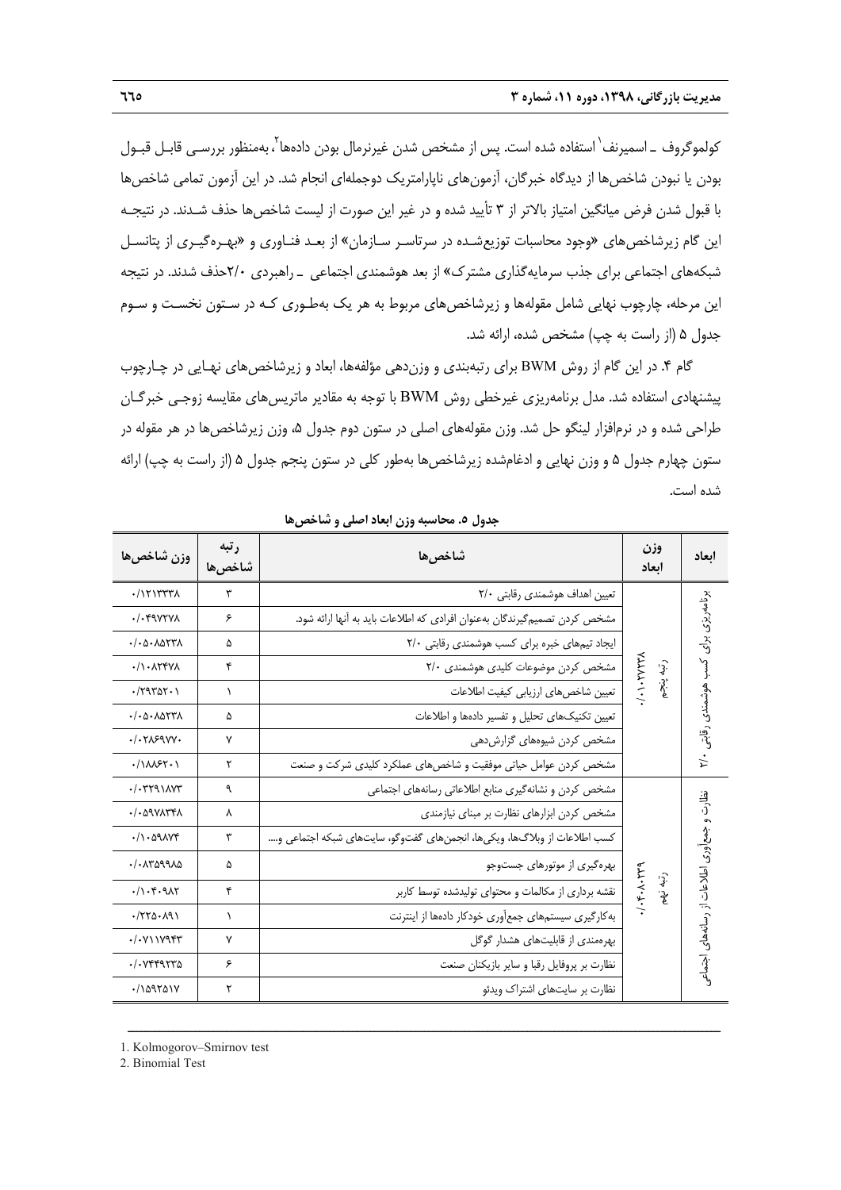کولموگروف ـ اسمیرنف[1] استفاده شده است. پس از مشخص شدن غیرنرمال بودن داده‌ها[2]، به‌منظور بررسی قابل قبول بودن یا نبودن شاخص‌ها از دیدگاه خبرگان، آزمون‌های ناپارامتریک دوجمله‌ای انجام شد. در این آزمون تمامی شاخص‌ها با قبول شدن فرض میانگین امتیاز بالاتر از ۳ تأیید شده و در غیر این صورت از لیست شاخص‌ها حذف شدند. در نتیجه این گام زیرشاخص‌های «وجود محاسبات توزیع‌شده در سرتاسر سازمان» از بعد فناوری و «بهره‌گیری از پتانسیل شبکه‌های اجتماعی برای جذب سرمایه‌گذاری مشترک» از بعد هوشمندی اجتماعی ـ راهبردی ۲/۰حذف شدند. در نتیجه این مرحله، چارچوب نهایی شامل مقوله‌ها و زیرشاخص‌های مربوط به هر یک به‌طوری که در ستون نخست و سوم جدول ۵ (از راست به چپ) مشخص شده، ارائه شد.

گام ۴. در این گام از روش BWM برای رتبه‌بندی و وزن‌دهی مؤلفه‌ها، ابعاد و زیرشاخص‌های نهایی در چارچوب پیشنهادی استفاده شد. مدل برنامه‌ریزی غیرخطی روش BWM با توجه به مقادیر ماتریس‌های مقایسه زوجی خبرگان طراحی شده و در نرم‌افزار لینگو حل شد. وزن مقوله‌های اصلی در ستون دوم جدول ۵، وزن زیرشاخص‌ها در هر مقوله در ستون چهارم جدول ۵ و وزن نهایی و ادغام‌شده زیرشاخص‌ها به‌طور کلی در ستون پنجم جدول ۵ (از راست به چپ) ارائه شده است.

**جدول ۵. محاسبه وزن ابعاد اصلی و شاخص‌ها**

| ابعاد | وزن ابعاد | شاخص‌ها | رتبه شاخص‌ها | وزن شاخص‌ها |
|---|---|---|---|---|
| برنامه‌ریزی برای کسب هوشمندی رقابتی ۲/۰ | ۰/۰۱۰۲۷۲۳۸ رتبه پنجم | تعیین اهداف هوشمندی رقابتی ۲/۰ | ۳ | ۰/۱۲۱۳۳۳۸ |
| | | مشخص کردن تصمیم‌گیرندگان به‌عنوان افرادی که اطلاعات باید به آنها ارائه شود. | ۶ | ۰/۰۴۹۷۲۷۸ |
| | | ایجاد تیم‌های خبره برای کسب هوشمندی رقابتی ۲/۰ | ۵ | ۰/۰۵۰۸۵۲۳۸ |
| | | مشخص کردن موضوعات کلیدی هوشمندی ۲/۰ | ۴ | ۰/۱۰۸۲۴۷۸ |
| | | تعیین شاخص‌های ارزیابی کیفیت اطلاعات | ۱ | ۰/۲۹۳۵۲۰۱ |
| | | تعیین تکنیک‌های تحلیل و تفسیر داده‌ها و اطلاعات | ۵ | ۰/۰۵۰۸۵۲۳۸ |
| | | مشخص کردن شیوه‌های گزارش‌دهی | ۷ | ۰/۰۲۸۶۹۷۷۰ |
| | | مشخص کردن عوامل حیاتی موفقیت و شاخص‌های عملکرد کلیدی شرکت و صنعت | ۲ | ۰/۱۸۸۶۲۰۱ |
| نظارت و جمع‌آوری اطلاعات از رسانه‌های اجتماعی | ۰/۰۴۰۸۰۲۳۹ رتبه نهم | مشخص کردن و نشانه‌گیری منابع اطلاعاتی رسانه‌های اجتماعی | ۹ | ۰/۰۳۲۹۱۸۷۳ |
| | | مشخص کردن ابزارهای نظارت بر مبنای نیازمندی | ۸ | ۰/۰۵۹۷۸۳۴۸ |
| | | کسب اطلاعات از وبلاگ‌ها، ویکی‌ها، انجمن‌های گفت‌وگو، سایت‌های شبکه اجتماعی و.... | ۳ | ۰/۱۰۵۹۸۷۴ |
| | | بهره‌گیری از موتورهای جست‌وجو | ۵ | ۰/۰۸۳۵۹۹۸۵ |
| | | نقشه برداری از مکالمات و محتوای تولیدشده توسط کاربر | ۴ | ۰/۱۰۴۰۹۸۲ |
| | | به‌کارگیری سیستم‌های جمع‌آوری خودکار داده‌ها از اینترنت | ۱ | ۰/۲۲۵۰۸۹۱ |
| | | بهره‌مندی از قابلیت‌های هشدار گوگل | ۷ | ۰/۰۷۱۱۷۹۴۳ |
| | | نظارت بر پروفایل رقبا و سایر بازیکنان صنعت | ۶ | ۰/۰۷۴۴۹۲۳۵ |
| | | نظارت بر سایت‌های اشتراک ویدئو | ۲ | ۰/۱۵۹۲۵۱۷ |

---

1. Kolmogorov–Smirnov test
2. Binomial Test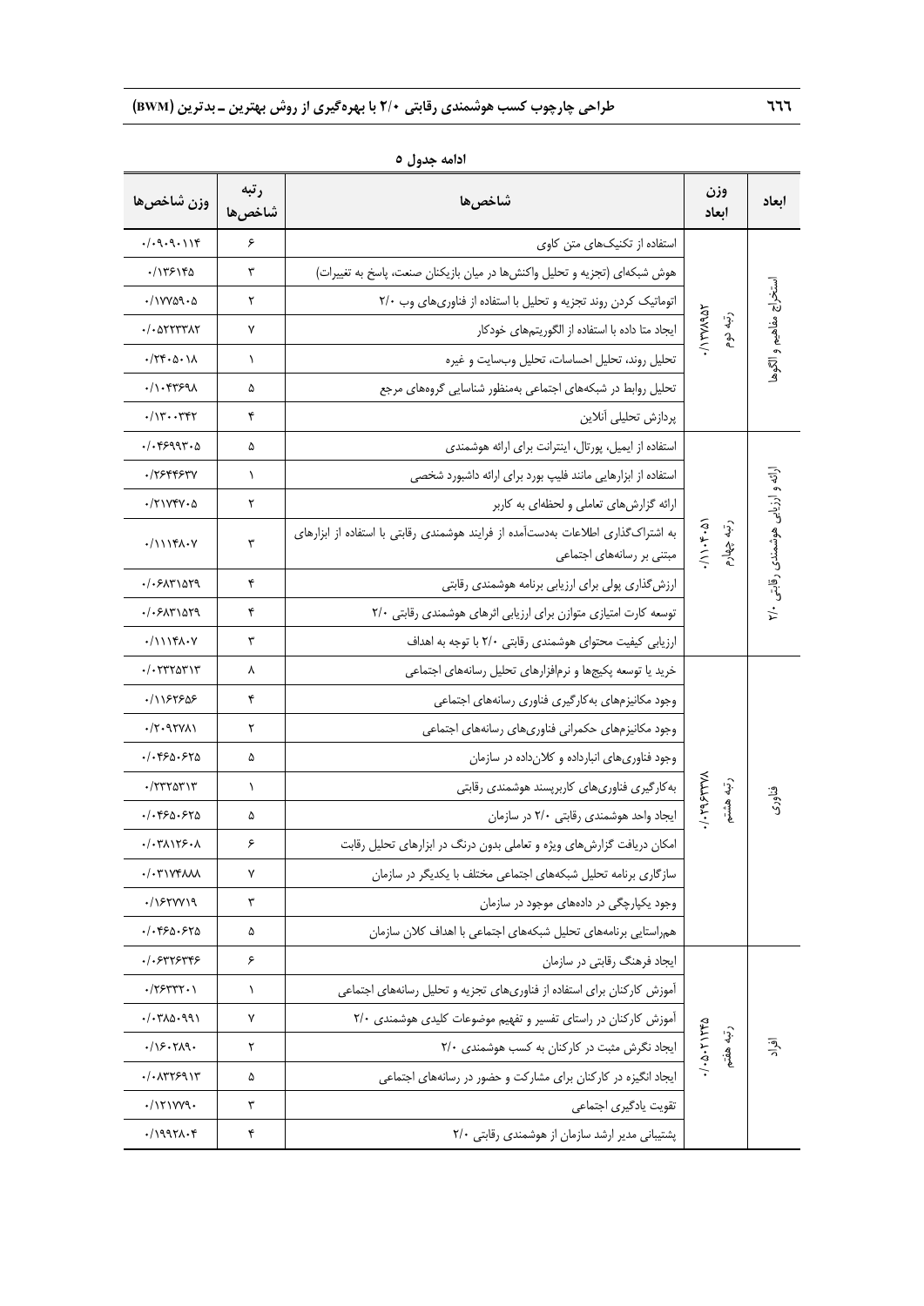**ادامه جدول ۵**

| ابعاد | وزن ابعاد | شاخص‌ها | رتبه شاخص‌ها | وزن شاخص‌ها |
|---|---|---|---|---|
| استخراج مفاهیم و الگوها | ۰/۱۲۷۸۹۵۴ رتبه دوم | استفاده از تکنیک‌های متن کاوی | ۶ | ۰/۰۹۰۹۰۱۱۴ |
| | | هوش شبکه‌ای (تجزیه و تحلیل واکنش‌ها در میان بازیکنان صنعت، پاسخ به تغییرات) | ۳ | ۰/۱۳۶۱۴۵ |
| | | اتوماتیک کردن روند تجزیه و تحلیل با استفاده از فناوری‌های وب ۲/۰ | ۲ | ۰/۱۷۷۵۹۰۵ |
| | | ایجاد متا داده با استفاده از الگوریتم‌های خودکار | ۷ | ۰/۰۵۲۲۳۳۸۲ |
| | | تحلیل روند، تحلیل احساسات، تحلیل وب‌سایت و غیره | ۱ | ۰/۲۴۰۵۰۱۸ |
| | | تحلیل روابط در شبکه‌های اجتماعی به‌منظور شناسایی گروه‌های مرجع | ۵ | ۰/۱۰۴۳۶۹۸ |
| | | پردازش تحلیلی آنلاین | ۴ | ۰/۱۳۰۰۳۴۲ |
| ارائه و ارزیابی هوشمندی رقابتی ۲/۰ | ۰/۱۱۰۴۰۵۱ رتبه چهارم | استفاده از ایمیل، پورتال، اینترانت برای ارائه هوشمندی | ۵ | ۰/۰۴۶۹۹۳۰۵ |
| | | استفاده از ابزارهایی مانند فلیپ بورد برای ارائه داشبورد شخصی | ۱ | ۰/۲۶۴۴۶۳۷ |
| | | ارائه گزارش‌های تعاملی و لحظه‌ای به کاربر | ۲ | ۰/۲۱۷۴۷۰۵ |
| | | به اشتراک‌گذاری اطلاعات به‌دست‌آمده از فرایند هوشمندی رقابتی با استفاده از ابزارهای مبتنی بر رسانه‌های اجتماعی | ۳ | ۰/۱۱۱۴۸۰۷ |
| | | ارزش‌گذاری پولی برای ارزیابی برنامه هوشمندی رقابتی | ۴ | ۰/۰۶۸۳۱۵۲۹ |
| | | توسعه کارت امتیازی متوازن برای ارزیابی اثرهای هوشمندی رقابتی ۲/۰ | ۴ | ۰/۰۶۸۳۱۵۲۹ |
| | | ارزیابی کیفیت محتوای هوشمندی رقابتی ۲/۰ با توجه به اهداف | ۳ | ۰/۱۱۱۴۸۰۷ |
| فناوری | ۰/۰۲۹۶۳۳۷۸ رتبه هشتم | خرید یا توسعه پکیج‌ها و نرم‌افزارهای تحلیل رسانه‌های اجتماعی | ۸ | ۰/۰۲۳۲۵۳۱۳ |
| | | وجود مکانیزم‌های به‌کارگیری فناوری رسانه‌های اجتماعی | ۴ | ۰/۱۱۶۲۶۵۶ |
| | | وجود مکانیزم‌های حکمرانی فناوری‌های رسانه‌های اجتماعی | ۲ | ۰/۲۰۹۲۷۸۱ |
| | | وجود فناوری‌های انبارداده و کلان‌داده در سازمان | ۵ | ۰/۰۴۶۵۰۶۲۵ |
| | | به‌کارگیری فناوری‌های کاربرپسند هوشمندی رقابتی | ۱ | ۰/۲۳۲۵۳۱۳ |
| | | ایجاد واحد هوشمندی رقابتی ۲/۰ در سازمان | ۵ | ۰/۰۴۶۵۰۶۲۵ |
| | | امکان دریافت گزارش‌های ویژه و تعاملی بدون درنگ در ابزارهای تحلیل رقابت | ۶ | ۰/۰۳۸۱۲۶۰۸ |
| | | سازگاری برنامه تحلیل شبکه‌های اجتماعی مختلف با یکدیگر در سازمان | ۷ | ۰/۰۳۱۷۴۸۸۸ |
| | | وجود یکپارچگی در داده‌های موجود در سازمان | ۳ | ۰/۱۶۲۷۷۱۹ |
| | | هم‌راستایی برنامه‌های تحلیل شبکه‌های اجتماعی با اهداف کلان سازمان | ۵ | ۰/۰۴۶۵۰۶۲۵ |
| افراد | ۰/۰۵۰۲۱۲۴۵ رتبه هفتم | ایجاد فرهنگ رقابتی در سازمان | ۶ | ۰/۰۶۳۲۶۳۴۶ |
| | | آموزش کارکنان برای استفاده از فناوری‌های تجزیه و تحلیل رسانه‌های اجتماعی | ۱ | ۰/۲۶۳۳۲۰۱ |
| | | آموزش کارکنان در راستای تفسیر و تفهیم موضوعات کلیدی هوشمندی ۲/۰ | ۷ | ۰/۰۳۸۵۰۹۹۱ |
| | | ایجاد نگرش مثبت در کارکنان به کسب هوشمندی ۲/۰ | ۲ | ۰/۱۶۰۲۸۹۰ |
| | | ایجاد انگیزه در کارکنان برای مشارکت و حضور در رسانه‌های اجتماعی | ۵ | ۰/۰۸۳۲۶۹۱۳ |
| | | تقویت یادگیری اجتماعی | ۳ | ۰/۱۲۱۷۷۹۰ |
| | | پشتیبانی مدیر ارشد سازمان از هوشمندی رقابتی ۲/۰ | ۴ | ۰/۱۹۹۲۸۰۴ |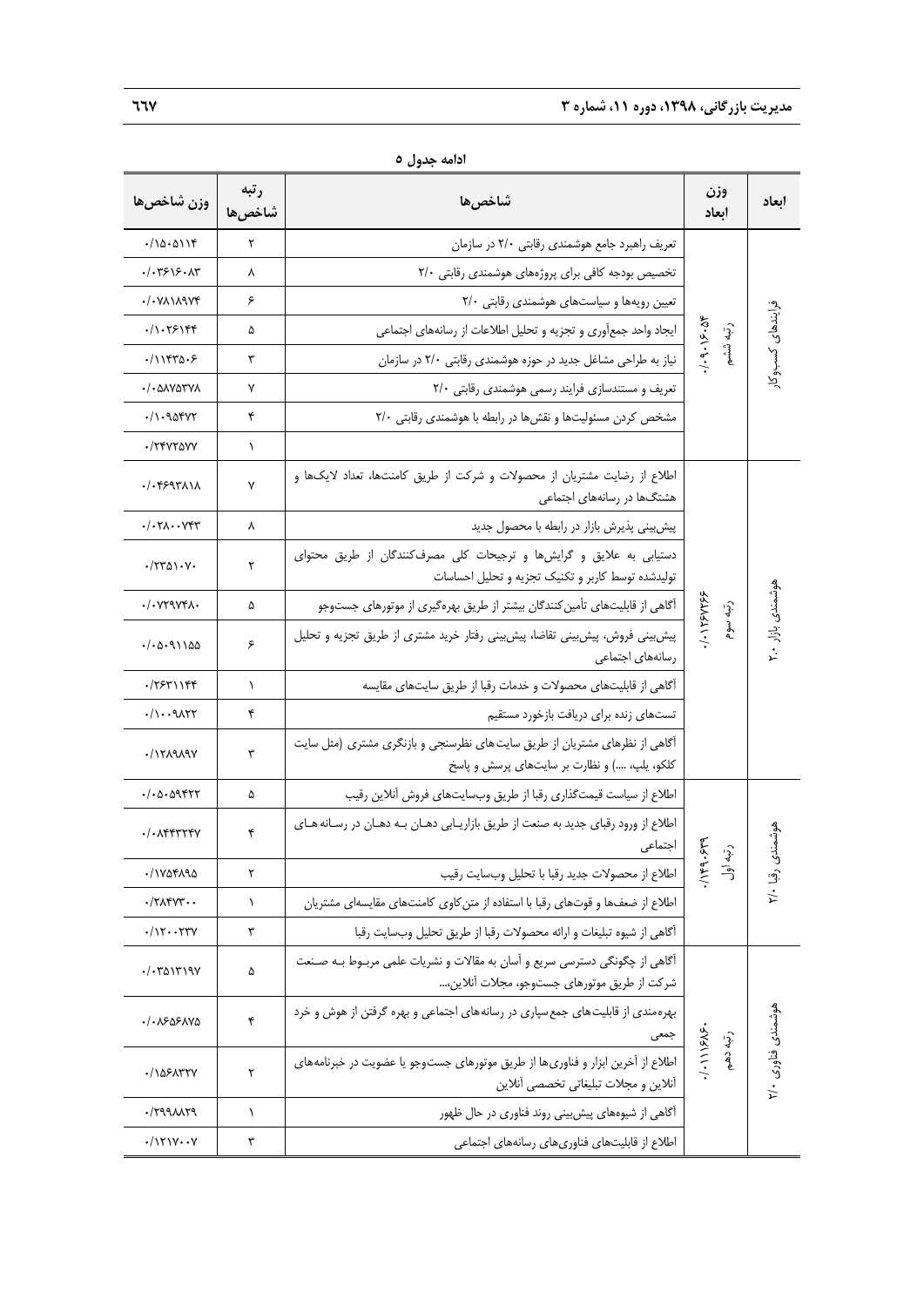**ادامه جدول ۵**

| ابعاد | وزن ابعاد | شاخص‌ها | رتبه شاخص‌ها | وزن شاخص‌ها |
|---|---|---|---|---|
| فرایندهای کسب‌وکار | ۰/۰۹۰۱۶۰۵۴ رتبه ششم | تعریف راهبرد جامع هوشمندی رقابتی ۲/۰ در سازمان | ۲ | ۰/۱۵۰۵۱۱۴ |
| | | تخصیص بودجه کافی برای پروژه‌های هوشمندی رقابتی ۲/۰ | ۸ | ۰/۰۳۶۱۶۰۸۳ |
| | | تعیین رویه‌ها و سیاست‌های هوشمندی رقابتی ۲/۰ | ۶ | ۰/۰۷۸۱۸۹۷۴ |
| | | ایجاد واحد جمع‌آوری و تجزیه و تحلیل اطلاعات از رسانه‌های اجتماعی | ۵ | ۰/۱۰۲۶۱۴۴ |
| | | نیاز به طراحی مشاغل جدید در حوزه هوشمندی رقابتی ۲/۰ در سازمان | ۳ | ۰/۱۱۴۳۵۰۶ |
| | | تعریف و مستندسازی فرایند رسمی هوشمندی رقابتی ۲/۰ | ۷ | ۰/۰۵۸۷۵۳۷۸ |
| | | مشخص کردن مسئولیت‌ها و نقش‌ها در رابطه با هوشمندی رقابتی ۲/۰ | ۴ | ۰/۱۰۹۵۴۷۲ |
| | | | ۱ | ۰/۲۴۷۲۵۷۷ |
| هوشمندی بازار ۲/۰ | ۰/۰۱۲۶۷۲۶۶ رتبه سوم | اطلاع از رضایت مشتریان از محصولات و شرکت از طریق کامنت‌ها، تعداد لایک‌ها و هشتگ‌ها در رسانه‌های اجتماعی | ۷ | ۰/۰۴۶۹۳۸۱۸ |
| | | پیش‌بینی پذیرش بازار در رابطه با محصول جدید | ۸ | ۰/۰۲۸۰۰۷۴۳ |
| | | دستیابی به علایق و گرایش‌ها و ترجیحات کلی مصرف‌کنندگان از طریق محتوای تولیدشده توسط کاربر و تکنیک تجزیه و تحلیل احساسات | ۲ | ۰/۲۳۵۱۰۷۰ |
| | | آگاهی از قابلیت‌های تأمین‌کنندگان بیشتر از طریق بهره‌گیری از موتورهای جست‌وجو | ۵ | ۰/۰۷۲۹۷۴۸۰ |
| | | پیش‌بینی فروش، پیش‌بینی تقاضا، پیش‌بینی رفتار خرید مشتری از طریق تجزیه و تحلیل رسانه‌های اجتماعی | ۶ | ۰/۰۵۰۹۱۱۵۵ |
| | | آگاهی از قابلیت‌های محصولات و خدمات رقبا از طریق سایت‌های مقایسه | ۱ | ۰/۲۶۳۱۱۴۴ |
| | | تست‌های زنده برای دریافت بازخورد مستقیم | ۴ | ۰/۱۰۰۹۸۲۲ |
| | | آگاهی از نظرهای مشتریان از طریق سایت‌های نظرسنجی و بازنگری مشتری (مثل سایت کلکو، یلپ، ....) و نظارت بر سایت‌های پرسش و پاسخ | ۳ | ۰/۱۲۸۹۸۹۷ |
| هوشمندی رقبا ۲/۰ | ۰/۱۴۹۰۶۳۹ رتبه اول | اطلاع از سیاست قیمت‌گذاری رقبا از طریق وب‌سایت‌های فروش آنلاین رقیب | ۵ | ۰/۰۵۰۵۹۴۲۲ |
| | | اطلاع از ورود رقبای جدید به صنعت از طریق بازاریابی دهان به دهان در رسانه‌های اجتماعی | ۴ | ۰/۰۸۴۴۳۲۴۷ |
| | | اطلاع از محصولات جدید رقبا با تحلیل وب‌سایت رقیب | ۲ | ۰/۱۷۵۴۸۹۵ |
| | | اطلاع از ضعف‌ها و قوت‌های رقبا با استفاده از متن‌کاوی کامنت‌های مقایسه‌ای مشتریان | ۱ | ۰/۲۸۴۷۳۰۰ |
| | | آگاهی از شیوه تبلیغات و ارائه محصولات رقبا از طریق تحلیل وب‌سایت رقبا | ۳ | ۰/۱۲۰۰۲۳۷ |
| هوشمندی فناوری ۲/۰ | ۰/۰۱۱۱۶۸۶۰ رتبه دهم | آگاهی از چگونگی دسترسی سریع و آسان به مقالات و نشریات علمی مربوط به صنعت شرکت از طریق موتورهای جست‌وجو، مجلات آنلاین،... | ۵ | ۰/۰۳۵۱۳۱۹۷ |
| | | بهره‌مندی از قابلیت‌های جمع‌سپاری در رسانه‌های اجتماعی و بهره گرفتن از هوش و خرد جمعی | ۴ | ۰/۰۸۶۵۶۸۷۵ |
| | | اطلاع از آخرین ابزار و فناوری‌ها از طریق موتورهای جست‌وجو یا عضویت در خبرنامه‌های آنلاین و مجلات تبلیغاتی تخصصی آنلاین | ۲ | ۰/۱۵۶۸۳۲۷ |
| | | آگاهی از شیوه‌های پیش‌بینی روند فناوری در حال ظهور | ۱ | ۰/۲۹۹۸۸۲۹ |
| | | اطلاع از قابلیت‌های فناوری‌های رسانه‌های اجتماعی | ۳ | ۰/۱۲۱۷۰۰۷ |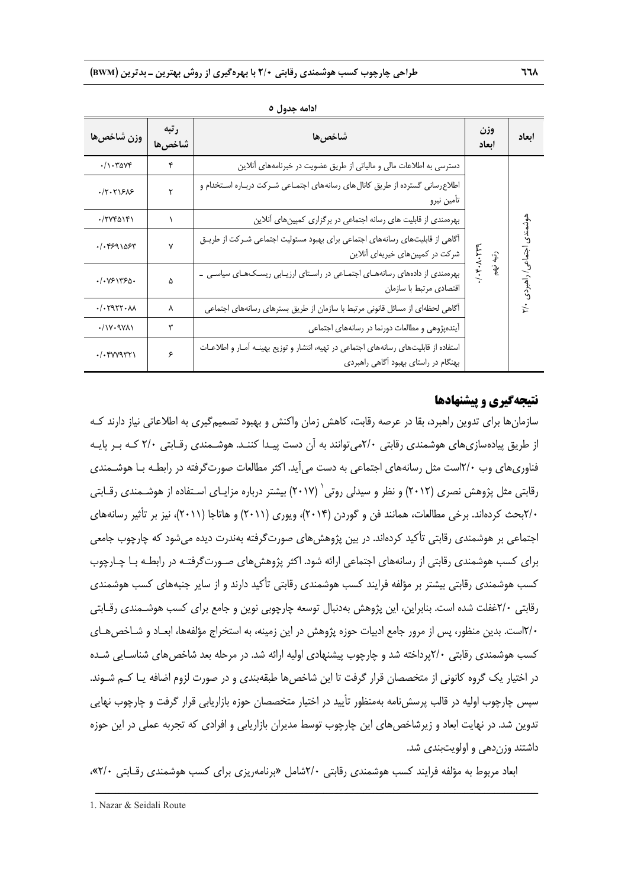ادامه جدول ۵

| ابعاد | وزن ابعاد | شاخص‌ها | رتبه شاخص‌ها | وزن شاخص‌ها |
|---|---|---|---|---|
| هوشمندی اجتماعی/ راهبردی ۲/۰ | ۰/۰۴۰۸۰۲۳۹ رتبه نهم | دسترسی به اطلاعات مالی و مالیاتی از طریق عضویت در خبرنامه‌های آنلاین | ۴ | ۰/۱۰۳۵۷۴ |
| | | اطلاع‌رسانی گسترده از طریق کانال‌های رسانه‌های اجتماعی شرکت درباره استخدام و تأمین نیرو | ۲ | ۰/۲۰۲۱۶۸۶ |
| | | بهره‌مندی از قابلیت های رسانه اجتماعی در برگزاری کمپین‌های آنلاین | ۱ | ۰/۲۷۴۵۱۴۱ |
| | | آگاهی از قابلیت‌های رسانه‌های اجتماعی برای بهبود مسئولیت اجتماعی شرکت از طریق شرکت در کمپین‌های خیریه‌ای آنلاین | ۷ | ۰/۰۴۶۹۱۵۶۳ |
| | | بهره‌مندی از داده‌های رسانه‌های اجتماعی در راستای ارزیابی ریسک‌های سیاسی ـ اقتصادی مرتبط با سازمان | ۵ | ۰/۰۷۶۱۳۶۵۰ |
| | | آگاهی لحظه‌ای از مسائل قانونی مرتبط با سازمان از طریق بسترهای رسانه‌های اجتماعی | ۸ | ۰/۰۲۹۲۲۰۸۸ |
| | | آینده‌پژوهی و مطالعات دورنما در رسانه‌های اجتماعی | ۳ | ۰/۱۷۰۹۷۸۱ |
| | | استفاده از قابلیت‌های رسانه‌های اجتماعی در تهیه، انتشار و توزیع بهینه آمار و اطلاعات بهنگام در راستای بهبود آگاهی راهبردی | ۶ | ۰/۰۴۷۷۹۳۲۱ |

## نتیجه‌گیری و پیشنهادها

سازمان‌ها برای تدوین راهبرد، بقا در عرصه رقابت، کاهش زمان واکنش و بهبود تصمیم‌گیری به اطلاعاتی نیاز دارند که از طریق پیاده‌سازی‌های هوشمندی رقابتی ۲/۰می‌توانند به آن دست پیدا کنند. هوشمندی رقابتی ۲/۰ که بر پایه فناوری‌های وب ۲/۰است مثل رسانه‌های اجتماعی به دست می‌آید. اکثر مطالعات صورت‌گرفته در رابطه با هوشمندی رقابتی مثل پژوهش نصری (۲۰۱۲) و نظر و سیدلی روتی[1] (۲۰۱۷) بیشتر درباره مزایای استفاده از هوشمندی رقابتی ۲/۰بحث کرده‌اند. برخی مطالعات، همانند فن و گوردن (۲۰۱۴)، ویوری (۲۰۱۱) و هاتاجا (۲۰۱۱)، نیز بر تأثیر رسانه‌های اجتماعی بر هوشمندی رقابتی تأکید کرده‌اند. در بین پژوهش‌های صورت‌گرفته به‌ندرت دیده می‌شود که چارچوب جامعی برای کسب هوشمندی رقابتی از رسانه‌های اجتماعی ارائه شود. اکثر پژوهش‌های صورت‌گرفته در رابطه با چارچوب کسب هوشمندی رقابتی بیشتر بر مؤلفه فرایند کسب هوشمندی رقابتی تأکید دارند و از سایر جنبه‌های کسب هوشمندی رقابتی ۲/۰غفلت شده است. بنابراین، این پژوهش به‌دنبال توسعه چارچوبی نوین و جامع برای کسب هوشمندی رقابتی ۲/۰است. بدین منظور، پس از مرور جامع ادبیات حوزه پژوهش در این زمینه، به استخراج مؤلفه‌ها، ابعاد و شاخص‌های کسب هوشمندی رقابتی ۲/۰پرداخته شد و چارچوب پیشنهادی اولیه ارائه شد. در مرحله بعد شاخص‌های شناسایی شده در اختیار یک گروه کانونی از متخصصان قرار گرفت تا این شاخص‌ها طبقه‌بندی و در صورت لزوم اضافه یا کم شوند. سپس چارچوب اولیه در قالب پرسش‌نامه به‌منظور تأیید در اختیار متخصصان حوزه بازاریابی قرار گرفت و چارچوب نهایی تدوین شد. در نهایت ابعاد و زیرشاخص‌های این چارچوب توسط مدیران بازاریابی و افرادی که تجربه عملی در این حوزه داشتند وزن‌دهی و اولویت‌بندی شد.

ابعاد مربوط به مؤلفه فرایند کسب هوشمندی رقابتی ۲/۰شامل «برنامه‌ریزی برای کسب هوشمندی رقابتی ۲/۰»،

---

1. Nazar & Seidali Route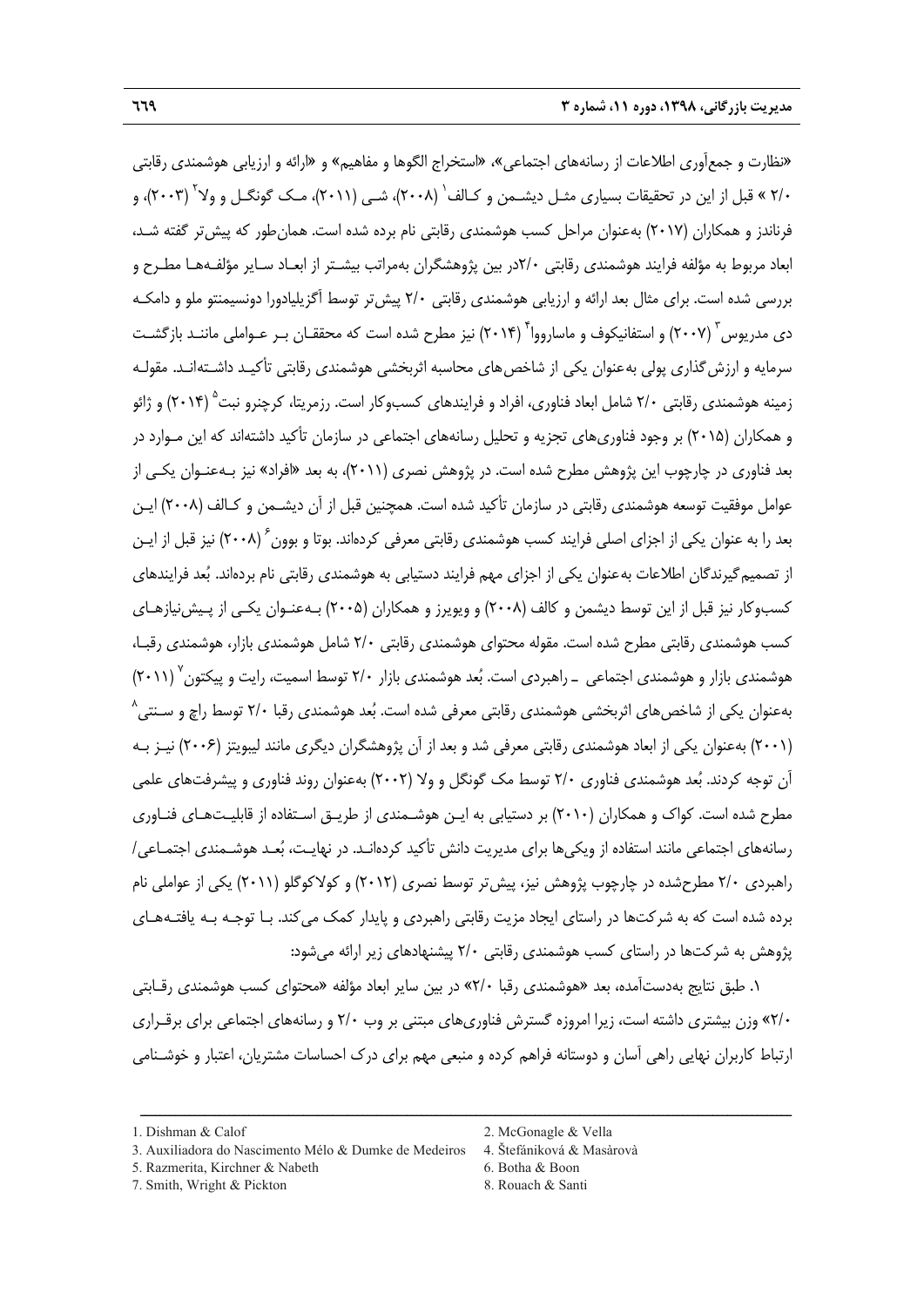«نظارت و جمع‌آوری اطلاعات از رسانه‌های اجتماعی»، «استخراج الگوها و مفاهیم» و «ارائه و ارزیابی هوشمندی رقابتی ۲/۰ » قبل از این در تحقیقات بسیاری مثـل دیشـمن و کـالف[1] (۲۰۰۸)، شـی (۲۰۱۱)، مـک گونگـل و ولا[2] (۲۰۰۳)، و فرناندز و همکاران (۲۰۱۷) به‌عنوان مراحل کسب هوشمندی رقابتی نام برده شده است. همان‌طور که پیش‌تر گفته شـد، ابعاد مربوط به مؤلفه فرایند هوشمندی رقابتی ۲/۰در بین پژوهشگران به‌مراتب بیشـتر از ابعـاد سـایر مؤلفـه‌هـا مطـرح و بررسی شده است. برای مثال بعد ارائه و ارزیابی هوشمندی رقابتی ۲/۰ پیش‌تر توسط آگزیلیادورا دونسیمنتو ملو و دامکـه دی مدریوس[3] (۲۰۰۷) و استفانیکوف و ماسارووا[4] (۲۰۱۴) نیز مطرح شده است که محققـان بـر عـواملی ماننـد بازگشـت سرمایه و ارزش‌گذاری پولی به‌عنوان یکی از شاخص‌های محاسبه اثربخشی هوشمندی رقابتی تأکیـد داشـته‌انـد. مقولـه زمینه هوشمندی رقابتی ۲/۰ شامل ابعاد فناوری، افراد و فرایندهای کسب‌وکار است. رزمریتا، کرچنرو نبت[5] (۲۰۱۴) و ژائو و همکاران (۲۰۱۵) بر وجود فناوری‌های تجزیه و تحلیل رسانه‌های اجتماعی در سازمان تأکید داشته‌اند که این مـوارد در بعد فناوری در چارچوب این پژوهش مطرح شده است. در پژوهش نصری (۲۰۱۱)، به بعد «افراد» نیز بـه‌عنـوان یکـی از عوامل موفقیت توسعه هوشمندی رقابتی در سازمان تأکید شده است. همچنین قبل از آن دیشـمن و کـالف (۲۰۰۸) ایـن بعد را به عنوان یکی از اجزای اصلی فرایند کسب هوشمندی رقابتی معرفی کرده‌اند. بوتا و بوون[6] (۲۰۰۸) نیز قبل از ایـن از تصمیم‌گیرندگان اطلاعات به‌عنوان یکی از اجزای مهم فرایند دستیابی به هوشمندی رقابتی نام برده‌اند. بُعد فرایندهای کسب‌وکار نیز قبل از این توسط دیشمن و کالف (۲۰۰۸) و ویویرز و همکاران (۲۰۰۵) بـه‌عنـوان یکـی از پـیش‌نیازهـای کسب هوشمندی رقابتی مطرح شده است. مقوله محتوای هوشمندی رقابتی ۲/۰ شامل هوشمندی بازار، هوشمندی رقبـا، هوشمندی بازار و هوشمندی اجتماعی ـ راهبردی است. بُعد هوشمندی بازار ۲/۰ توسط اسمیت، رایت و پیکتون[7] (۲۰۱۱) به‌عنوان یکی از شاخص‌های اثربخشی هوشمندی رقابتی معرفی شده است. بُعد هوشمندی رقبا ۲/۰ توسط راچ و سـنتی[8] (۲۰۰۱) به‌عنوان یکی از ابعاد هوشمندی رقابتی معرفی شد و بعد از آن پژوهشگران دیگری مانند لیبویتز (۲۰۰۶) نیـز بـه آن توجه کردند. بُعد هوشمندی فناوری ۲/۰ توسط مک گونگل و ولا (۲۰۰۲) به‌عنوان روند فناوری و پیشرفت‌های علمی مطرح شده است. کواک و همکاران (۲۰۱۰) بر دستیابی به ایـن هوشـمندی از طریـق اسـتفاده از قابلیـت‌هـای فنـاوری رسانه‌های اجتماعی مانند استفاده از ویکی‌ها برای مدیریت دانش تأکید کرده‌انـد. در نهایـت، بُعـد هوشـمندی اجتمـاعی/ راهبردی ۲/۰ مطرح‌شده در چارچوب پژوهش نیز، پیش‌تر توسط نصری (۲۰۱۲) و کولاکوگلو (۲۰۱۱) یکی از عواملی نام برده شده است که به شرکت‌ها در راستای ایجاد مزیت رقابتی راهبردی و پایدار کمک می‌کند. بـا توجـه بـه یافتـه‌هـای پژوهش به شرکت‌ها در راستای کسب هوشمندی رقابتی ۲/۰ پیشنهادهای زیر ارائه می‌شود:

۱. طبق نتایج به‌دست‌آمده، بعد «هوشمندی رقبا ۲/۰» در بین سایر ابعاد مؤلفه «محتوای کسب هوشمندی رقـابتی ۲/۰» وزن بیشتری داشته است، زیرا امروزه گسترش فناوری‌های مبتنی بر وب ۲/۰ و رسانه‌های اجتماعی برای برقـراری ارتباط کاربران نهایی راهی آسان و دوستانه فراهم کرده و منبعی مهم برای درک احساسات مشتریان، اعتبار و خوشـنامی

---

1. Dishman & Calof
2. McGonagle & Vella
3. Auxiliadora do Nascimento Mélo & Dumke de Medeiros
4. Štefániková & Masàrovà
5. Razmerita, Kirchner & Nabeth
6. Botha & Boon
7. Smith, Wright & Pickton
8. Rouach & Santi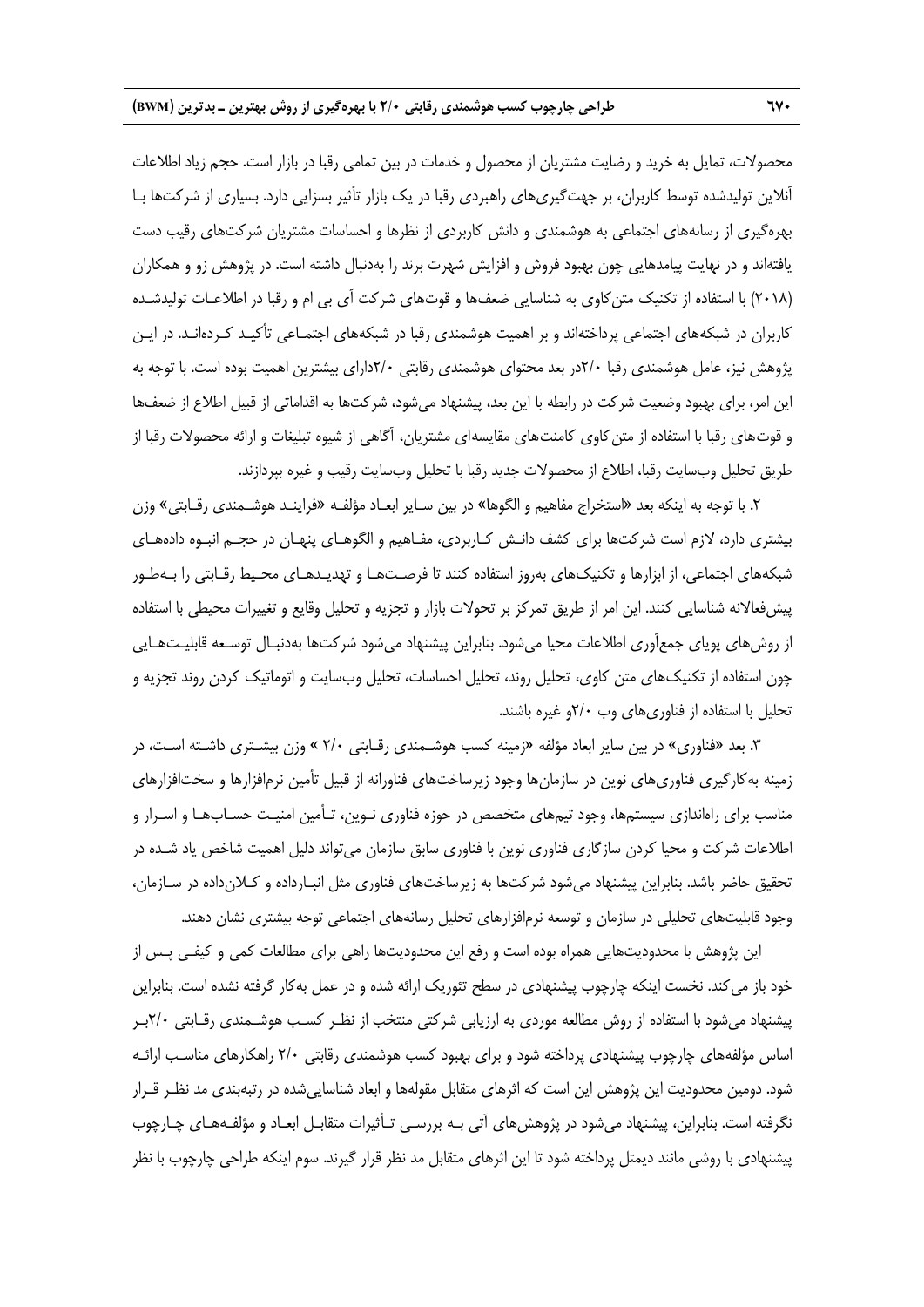محصولات، تمایل به خرید و رضایت مشتریان از محصول و خدمات در بین تمامی رقبا در بازار است. حجم زیاد اطلاعات آنلاین تولیدشده توسط کاربران، بر جهت‌گیری‌های راهبردی رقبا در یک بازار تأثیر بسزایی دارد. بسیاری از شرکت‌ها با بهره‌گیری از رسانه‌های اجتماعی به هوشمندی و دانش کاربردی از نظرها و احساسات مشتریان شرکت‌های رقیب دست یافته‌اند و در نهایت پیامدهایی چون بهبود فروش و افزایش شهرت برند را به‌دنبال داشته است. در پژوهش زو و همکاران (۲۰۱۸) با استفاده از تکنیک متن‌کاوی به شناسایی ضعف‌ها و قوت‌های شرکت آی بی ام و رقبا در اطلاعات تولیدشده کاربران در شبکه‌های اجتماعی پرداخته‌اند و بر اهمیت هوشمندی رقبا در شبکه‌های اجتماعی تأکید کرده‌اند. در این پژوهش نیز، عامل هوشمندی رقبا ۲/۰در بعد محتوای هوشمندی رقابتی ۲/۰دارای بیشترین اهمیت بوده است. با توجه به این امر، برای بهبود وضعیت شرکت در رابطه با این بعد، پیشنهاد می‌شود، شرکت‌ها به اقداماتی از قبیل اطلاع از ضعف‌ها و قوت‌های رقبا با استفاده از متن‌کاوی کامنت‌های مقایسه‌ای مشتریان، آگاهی از شیوه تبلیغات و ارائه محصولات رقبا از طریق تحلیل وب‌سایت رقبا، اطلاع از محصولات جدید رقبا با تحلیل وب‌سایت رقیب و غیره بپردازند.

۲. با توجه به اینکه بعد «استخراج مفاهیم و الگوها» در بین سایر ابعاد مؤلفه «فرایند هوشمندی رقابتی» وزن بیشتری دارد، لازم است شرکت‌ها برای کشف دانش کاربردی، مفاهیم و الگوهای پنهان در حجم انبوه داده‌های شبکه‌های اجتماعی، از ابزارها و تکنیک‌های به‌روز استفاده کنند تا فرصت‌ها و تهدیدهای محیط رقابتی را به‌طور پیش‌فعالانه شناسایی کنند. این امر از طریق تمرکز بر تحولات بازار و تجزیه و تحلیل وقایع و تغییرات محیطی با استفاده از روش‌های پویای جمع‌آوری اطلاعات محیا می‌شود. بنابراین پیشنهاد می‌شود شرکت‌ها به‌دنبال توسعه قابلیت‌هایی چون استفاده از تکنیک‌های متن کاوی، تحلیل روند، تحلیل احساسات، تحلیل وب‌سایت و اتوماتیک کردن روند تجزیه و تحلیل با استفاده از فناوری‌های وب ۲/۰و غیره باشند.

۳. بعد «فناوری» در بین سایر ابعاد مؤلفه «زمینه کسب هوشمندی رقابتی ۲/۰ » وزن بیشتری داشته است، در زمینه به‌کارگیری فناوری‌های نوین در سازمان‌ها وجود زیرساخت‌های فناورانه از قبیل تأمین نرم‌افزارها و سخت‌افزارهای مناسب برای راه‌اندازی سیستم‌ها، وجود تیم‌های متخصص در حوزه فناوری نوین، تأمین امنیت حساب‌ها و اسرار و اطلاعات شرکت و محیا کردن سازگاری فناوری نوین با فناوری سابق سازمان می‌تواند دلیل اهمیت شاخص یاد شده در تحقیق حاضر باشد. بنابراین پیشنهاد می‌شود شرکت‌ها به زیرساخت‌های فناوری مثل انبارداده و کلان‌داده در سازمان، وجود قابلیت‌های تحلیلی در سازمان و توسعه نرم‌افزارهای تحلیل رسانه‌های اجتماعی توجه بیشتری نشان دهند.

این پژوهش با محدودیت‌هایی همراه بوده است و رفع این محدودیت‌ها راهی برای مطالعات کمی و کیفی پس از خود باز می‌کند. نخست اینکه چارچوب پیشنهادی در سطح تئوریک ارائه شده و در عمل به‌کار گرفته نشده است. بنابراین پیشنهاد می‌شود با استفاده از روش مطالعه موردی به ارزیابی شرکتی منتخب از نظر کسب هوشمندی رقابتی ۲/۰بر اساس مؤلفه‌های چارچوب پیشنهادی پرداخته شود و برای بهبود کسب هوشمندی رقابتی ۲/۰ راهکارهای مناسب ارائه شود. دومین محدودیت این پژوهش این است که اثرهای متقابل مقوله‌ها و ابعاد شناسایی‌شده در رتبه‌بندی مد نظر قرار نگرفته است. بنابراین، پیشنهاد می‌شود در پژوهش‌های آتی به بررسی تأثیرات متقابل ابعاد و مؤلفه‌های چارچوب پیشنهادی با روشی مانند دیمتل پرداخته شود تا این اثرهای متقابل مد نظر قرار گیرند. سوم اینکه طراحی چارچوب با نظر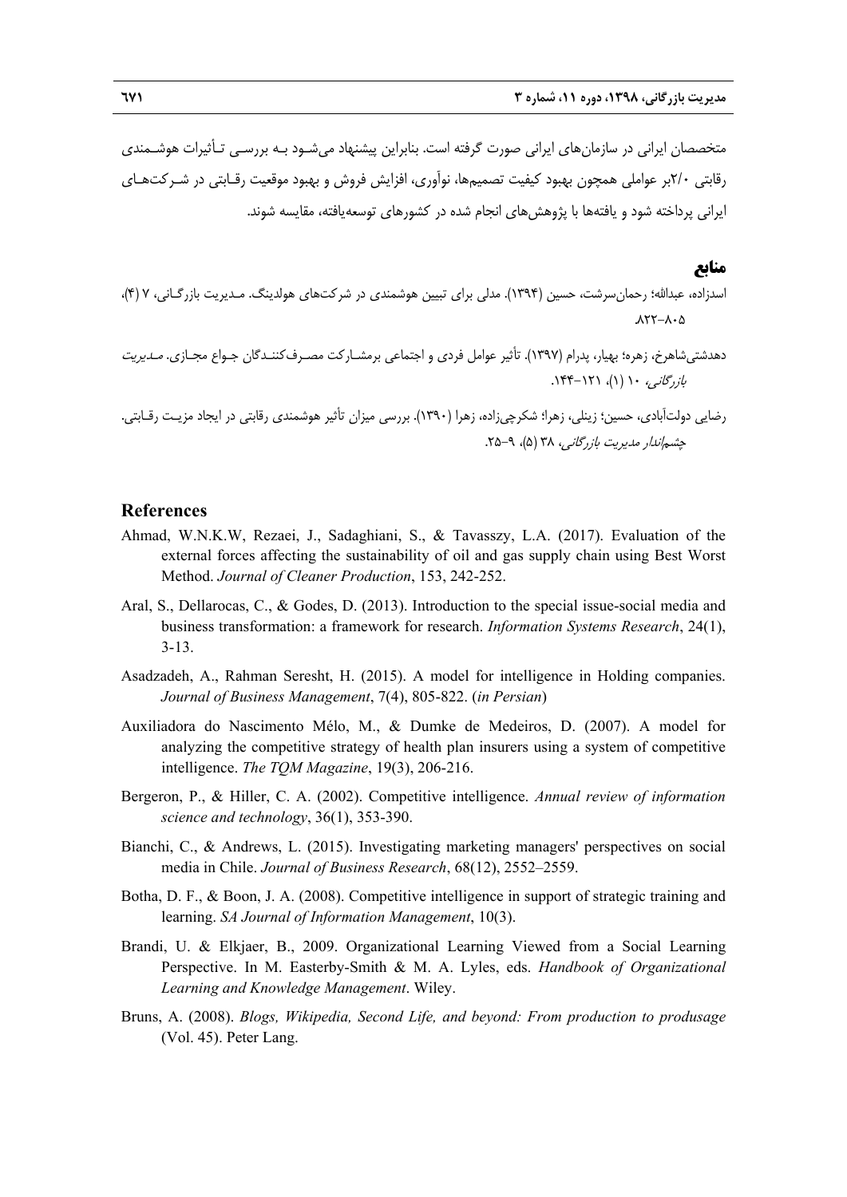متخصصان ایرانی در سازمان‌های ایرانی صورت گرفته است. بنابراین پیشنهاد می‌شود به بررسی تأثیرات هوشمندی رقابتی ۲/۰بر عواملی همچون بهبود کیفیت تصمیم‌ها، نوآوری، افزایش فروش و بهبود موقعیت رقابتی در شرکت‌های ایرانی پرداخته شود و یافته‌ها با پژوهش‌های انجام شده در کشورهای توسعه‌یافته، مقایسه شوند.

## منابع

اسدزاده، عبدالله؛ رحمان‌سرشت، حسین (۱۳۹۴). مدلی برای تبیین هوشمندی در شرکت‌های هولدینگ. مدیریت بازرگانی، ۷ (۴)، ۸۲۲–۸۰۵.

دهدشتی‌شاهرخ، زهره؛ بهیار، پدرام (۱۳۹۷). تأثیر عوامل فردی و اجتماعی برمشارکت مصرف‌کنندگان جوامع مجازی. *مدیریت بازرگانی*، ۱۰ (۱)، ۱۲۱–۱۴۴.

رضایی دولت‌آبادی، حسین؛ زینلی، زهرا؛ شکرچی‌زاده، زهرا (۱۳۹۰). بررسی میزان تأثیر هوشمندی رقابتی در ایجاد مزیت رقابتی. *چشم‌انداز مدیریت بازرگانی*، ۳۸ (۵)، ۹–۲۵.

## References

Ahmad, W.N.K.W, Rezaei, J., Sadaghiani, S., & Tavasszy, L.A. (2017). Evaluation of the external forces affecting the sustainability of oil and gas supply chain using Best Worst Method. *Journal of Cleaner Production*, 153, 242-252.

Aral, S., Dellarocas, C., & Godes, D. (2013). Introduction to the special issue-social media and business transformation: a framework for research. *Information Systems Research*, 24(1), 3-13.

Asadzadeh, A., Rahman Seresht, H. (2015). A model for intelligence in Holding companies. *Journal of Business Management*, 7(4), 805-822. (*in Persian*)

Auxiliadora do Nascimento Mélo, M., & Dumke de Medeiros, D. (2007). A model for analyzing the competitive strategy of health plan insurers using a system of competitive intelligence. *The TQM Magazine*, 19(3), 206-216.

Bergeron, P., & Hiller, C. A. (2002). Competitive intelligence. *Annual review of information science and technology*, 36(1), 353-390.

Bianchi, C., & Andrews, L. (2015). Investigating marketing managers' perspectives on social media in Chile. *Journal of Business Research*, 68(12), 2552–2559.

Botha, D. F., & Boon, J. A. (2008). Competitive intelligence in support of strategic training and learning. *SA Journal of Information Management*, 10(3).

Brandi, U. & Elkjaer, B., 2009. Organizational Learning Viewed from a Social Learning Perspective. In M. Easterby-Smith & M. A. Lyles, eds. *Handbook of Organizational Learning and Knowledge Management*. Wiley.

Bruns, A. (2008). *Blogs, Wikipedia, Second Life, and beyond: From production to produsage* (Vol. 45). Peter Lang.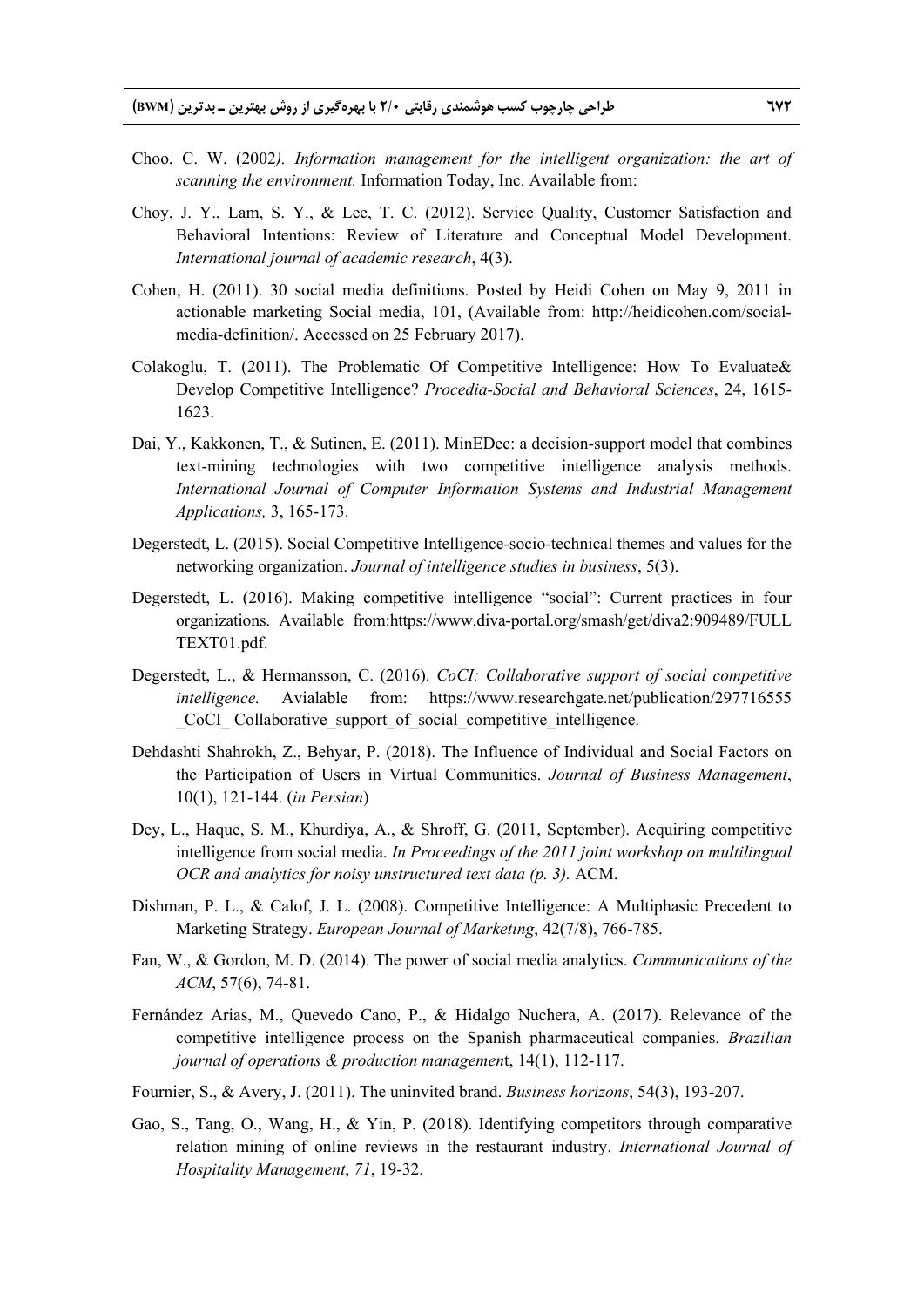Choo, C. W. (2002*). Information management for the intelligent organization: the art of scanning the environment.* Information Today, Inc. Available from:

Choy, J. Y., Lam, S. Y., & Lee, T. C. (2012). Service Quality, Customer Satisfaction and Behavioral Intentions: Review of Literature and Conceptual Model Development. *International journal of academic research*, 4(3).

Cohen, H. (2011). 30 social media definitions. Posted by Heidi Cohen on May 9, 2011 in actionable marketing Social media, 101, (Available from: http://heidicohen.com/social-media-definition/. Accessed on 25 February 2017).

Colakoglu, T. (2011). The Problematic Of Competitive Intelligence: How To Evaluate& Develop Competitive Intelligence? *Procedia-Social and Behavioral Sciences*, 24, 1615-1623.

Dai, Y., Kakkonen, T., & Sutinen, E. (2011). MinEDec: a decision-support model that combines text-mining technologies with two competitive intelligence analysis methods. *International Journal of Computer Information Systems and Industrial Management Applications,* 3, 165-173.

Degerstedt, L. (2015). Social Competitive Intelligence-socio-technical themes and values for the networking organization. *Journal of intelligence studies in business*, 5(3).

Degerstedt, L. (2016). Making competitive intelligence "social": Current practices in four organizations. Available from:https://www.diva-portal.org/smash/get/diva2:909489/FULLTEXT01.pdf.

Degerstedt, L., & Hermansson, C. (2016). *CoCI: Collaborative support of social competitive intelligence.* Avialable from: https://www.researchgate.net/publication/297716555_CoCI_ Collaborative_support_of_social_competitive_intelligence.

Dehdashti Shahrokh, Z., Behyar, P. (2018). The Influence of Individual and Social Factors on the Participation of Users in Virtual Communities. *Journal of Business Management*, 10(1), 121-144. (*in Persian*)

Dey, L., Haque, S. M., Khurdiya, A., & Shroff, G. (2011, September). Acquiring competitive intelligence from social media. *In Proceedings of the 2011 joint workshop on multilingual OCR and analytics for noisy unstructured text data (p. 3).* ACM.

Dishman, P. L., & Calof, J. L. (2008). Competitive Intelligence: A Multiphasic Precedent to Marketing Strategy. *European Journal of Marketing*, 42(7/8), 766-785.

Fan, W., & Gordon, M. D. (2014). The power of social media analytics. *Communications of the ACM*, 57(6), 74-81.

Fernández Arias, M., Quevedo Cano, P., & Hidalgo Nuchera, A. (2017). Relevance of the competitive intelligence process on the Spanish pharmaceutical companies. *Brazilian journal of operations & production managemen*t, 14(1), 112-117.

Fournier, S., & Avery, J. (2011). The uninvited brand. *Business horizons*, 54(3), 193-207.

Gao, S., Tang, O., Wang, H., & Yin, P. (2018). Identifying competitors through comparative relation mining of online reviews in the restaurant industry. *International Journal of Hospitality Management*, *71*, 19-32.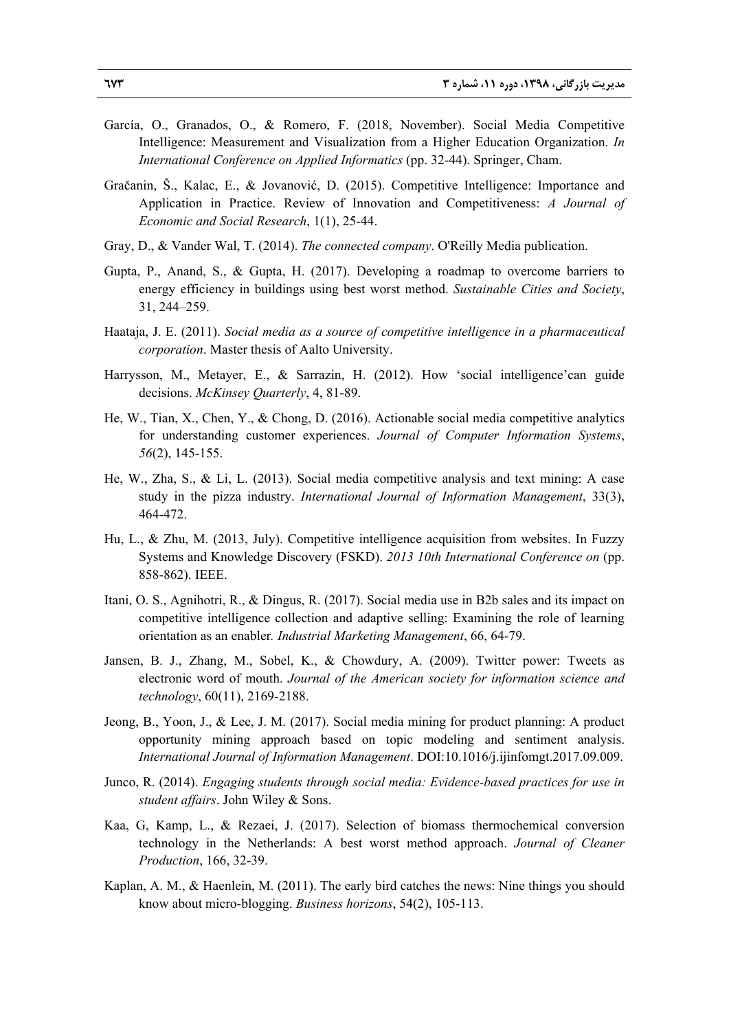García, O., Granados, O., & Romero, F. (2018, November). Social Media Competitive Intelligence: Measurement and Visualization from a Higher Education Organization. *In International Conference on Applied Informatics* (pp. 32-44). Springer, Cham.

Gračanin, Š., Kalac, E., & Jovanović, D. (2015). Competitive Intelligence: Importance and Application in Practice. Review of Innovation and Competitiveness: *A Journal of Economic and Social Research*, 1(1), 25-44.

Gray, D., & Vander Wal, T. (2014). *The connected company*. O'Reilly Media publication.

Gupta, P., Anand, S., & Gupta, H. (2017). Developing a roadmap to overcome barriers to energy efficiency in buildings using best worst method. *Sustainable Cities and Society*, 31, 244–259.

Haataja, J. E. (2011). *Social media as a source of competitive intelligence in a pharmaceutical corporation*. Master thesis of Aalto University.

Harrysson, M., Metayer, E., & Sarrazin, H. (2012). How 'social intelligence'can guide decisions. *McKinsey Quarterly*, 4, 81-89.

He, W., Tian, X., Chen, Y., & Chong, D. (2016). Actionable social media competitive analytics for understanding customer experiences. *Journal of Computer Information Systems*, *56*(2), 145-155.

He, W., Zha, S., & Li, L. (2013). Social media competitive analysis and text mining: A case study in the pizza industry. *International Journal of Information Management*, 33(3), 464-472.

Hu, L., & Zhu, M. (2013, July). Competitive intelligence acquisition from websites. In Fuzzy Systems and Knowledge Discovery (FSKD). *2013 10th International Conference on* (pp. 858-862). IEEE.

Itani, O. S., Agnihotri, R., & Dingus, R. (2017). Social media use in B2b sales and its impact on competitive intelligence collection and adaptive selling: Examining the role of learning orientation as an enabler. *Industrial Marketing Management*, 66, 64-79.

Jansen, B. J., Zhang, M., Sobel, K., & Chowdury, A. (2009). Twitter power: Tweets as electronic word of mouth. *Journal of the American society for information science and technology*, 60(11), 2169-2188.

Jeong, B., Yoon, J., & Lee, J. M. (2017). Social media mining for product planning: A product opportunity mining approach based on topic modeling and sentiment analysis. *International Journal of Information Management*. DOI:10.1016/j.ijinfomgt.2017.09.009.

Junco, R. (2014). *Engaging students through social media: Evidence-based practices for use in student affairs*. John Wiley & Sons.

Kaa, G, Kamp, L., & Rezaei, J. (2017). Selection of biomass thermochemical conversion technology in the Netherlands: A best worst method approach. *Journal of Cleaner Production*, 166, 32-39.

Kaplan, A. M., & Haenlein, M. (2011). The early bird catches the news: Nine things you should know about micro-blogging. *Business horizons*, 54(2), 105-113.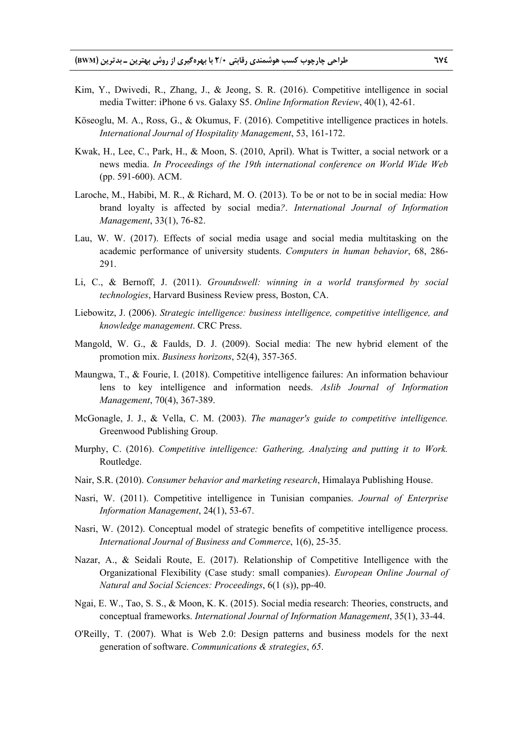Kim, Y., Dwivedi, R., Zhang, J., & Jeong, S. R. (2016). Competitive intelligence in social media Twitter: iPhone 6 vs. Galaxy S5. *Online Information Review*, 40(1), 42-61.

Köseoglu, M. A., Ross, G., & Okumus, F. (2016). Competitive intelligence practices in hotels. *International Journal of Hospitality Management*, 53, 161-172.

Kwak, H., Lee, C., Park, H., & Moon, S. (2010, April). What is Twitter, a social network or a news media. *In Proceedings of the 19th international conference on World Wide Web* (pp. 591-600). ACM.

Laroche, M., Habibi, M. R., & Richard, M. O. (2013). To be or not to be in social media: How brand loyalty is affected by social media*?*. *International Journal of Information Management*, 33(1), 76-82.

Lau, W. W. (2017). Effects of social media usage and social media multitasking on the academic performance of university students. *Computers in human behavior*, 68, 286-291.

Li, C., & Bernoff, J. (2011). *Groundswell: winning in a world transformed by social technologies*, Harvard Business Review press, Boston, CA.

Liebowitz, J. (2006). *Strategic intelligence: business intelligence, competitive intelligence, and knowledge management*. CRC Press.

Mangold, W. G., & Faulds, D. J. (2009). Social media: The new hybrid element of the promotion mix. *Business horizons*, 52(4), 357-365.

Maungwa, T., & Fourie, I. (2018). Competitive intelligence failures: An information behaviour lens to key intelligence and information needs. *Aslib Journal of Information Management*, 70(4), 367-389.

McGonagle, J. J., & Vella, C. M. (2003). *The manager's guide to competitive intelligence.* Greenwood Publishing Group.

Murphy, C. (2016). *Competitive intelligence: Gathering, Analyzing and putting it to Work.* Routledge.

Nair, S.R. (2010). *Consumer behavior and marketing research*, Himalaya Publishing House.

Nasri, W. (2011). Competitive intelligence in Tunisian companies. *Journal of Enterprise Information Management*, 24(1), 53-67.

Nasri, W. (2012). Conceptual model of strategic benefits of competitive intelligence process. *International Journal of Business and Commerce*, 1(6), 25-35.

Nazar, A., & Seidali Route, E. (2017). Relationship of Competitive Intelligence with the Organizational Flexibility (Case study: small companies). *European Online Journal of Natural and Social Sciences: Proceedings*, 6(1 (s)), pp-40.

Ngai, E. W., Tao, S. S., & Moon, K. K. (2015). Social media research: Theories, constructs, and conceptual frameworks. *International Journal of Information Management*, 35(1), 33-44.

O'Reilly, T. (2007). What is Web 2.0: Design patterns and business models for the next generation of software. *Communications & strategies*, *65*.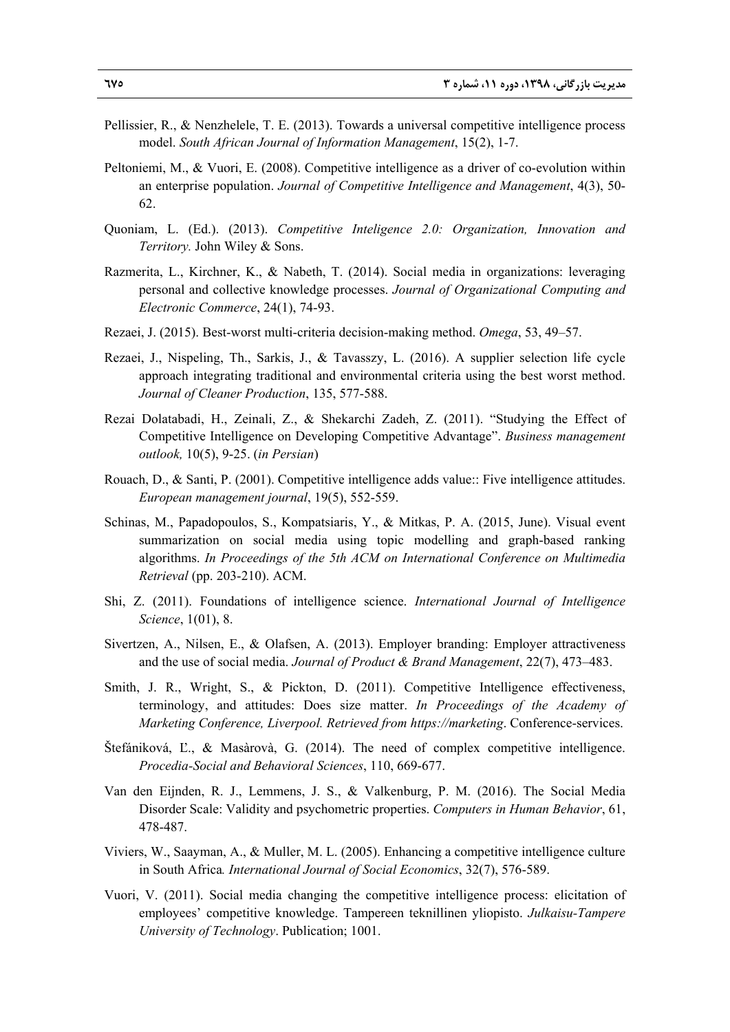Pellissier, R., & Nenzhelele, T. E. (2013). Towards a universal competitive intelligence process model. *South African Journal of Information Management*, 15(2), 1-7.

Peltoniemi, M., & Vuori, E. (2008). Competitive intelligence as a driver of co-evolution within an enterprise population. *Journal of Competitive Intelligence and Management*, 4(3), 50-62.

Quoniam, L. (Ed.). (2013). *Competitive Inteligence 2.0: Organization, Innovation and Territory.* John Wiley & Sons.

Razmerita, L., Kirchner, K., & Nabeth, T. (2014). Social media in organizations: leveraging personal and collective knowledge processes. *Journal of Organizational Computing and Electronic Commerce*, 24(1), 74-93.

Rezaei, J. (2015). Best-worst multi-criteria decision-making method. *Omega*, 53, 49–57.

Rezaei, J., Nispeling, Th., Sarkis, J., & Tavasszy, L. (2016). A supplier selection life cycle approach integrating traditional and environmental criteria using the best worst method. *Journal of Cleaner Production*, 135, 577-588.

Rezai Dolatabadi, H., Zeinali, Z., & Shekarchi Zadeh, Z. (2011). "Studying the Effect of Competitive Intelligence on Developing Competitive Advantage". *Business management outlook,* 10(5), 9-25. (*in Persian*)

Rouach, D., & Santi, P. (2001). Competitive intelligence adds value:: Five intelligence attitudes. *European management journal*, 19(5), 552-559.

Schinas, M., Papadopoulos, S., Kompatsiaris, Y., & Mitkas, P. A. (2015, June). Visual event summarization on social media using topic modelling and graph-based ranking algorithms. *In Proceedings of the 5th ACM on International Conference on Multimedia Retrieval* (pp. 203-210). ACM.

Shi, Z. (2011). Foundations of intelligence science. *International Journal of Intelligence Science*, 1(01), 8.

Sivertzen, A., Nilsen, E., & Olafsen, A. (2013). Employer branding: Employer attractiveness and the use of social media. *Journal of Product & Brand Management*, 22(7), 473–483.

Smith, J. R., Wright, S., & Pickton, D. (2011). Competitive Intelligence effectiveness, terminology, and attitudes: Does size matter. *In Proceedings of the Academy of Marketing Conference, Liverpool. Retrieved from https://marketing*. Conference-services.

Štefániková, Ľ., & Masàrovà, G. (2014). The need of complex competitive intelligence. *Procedia-Social and Behavioral Sciences*, 110, 669-677.

Van den Eijnden, R. J., Lemmens, J. S., & Valkenburg, P. M. (2016). The Social Media Disorder Scale: Validity and psychometric properties. *Computers in Human Behavior*, 61, 478-487.

Viviers, W., Saayman, A., & Muller, M. L. (2005). Enhancing a competitive intelligence culture in South Africa*. International Journal of Social Economics*, 32(7), 576-589.

Vuori, V. (2011). Social media changing the competitive intelligence process: elicitation of employees' competitive knowledge. Tampereen teknillinen yliopisto. *Julkaisu-Tampere University of Technology*. Publication; 1001.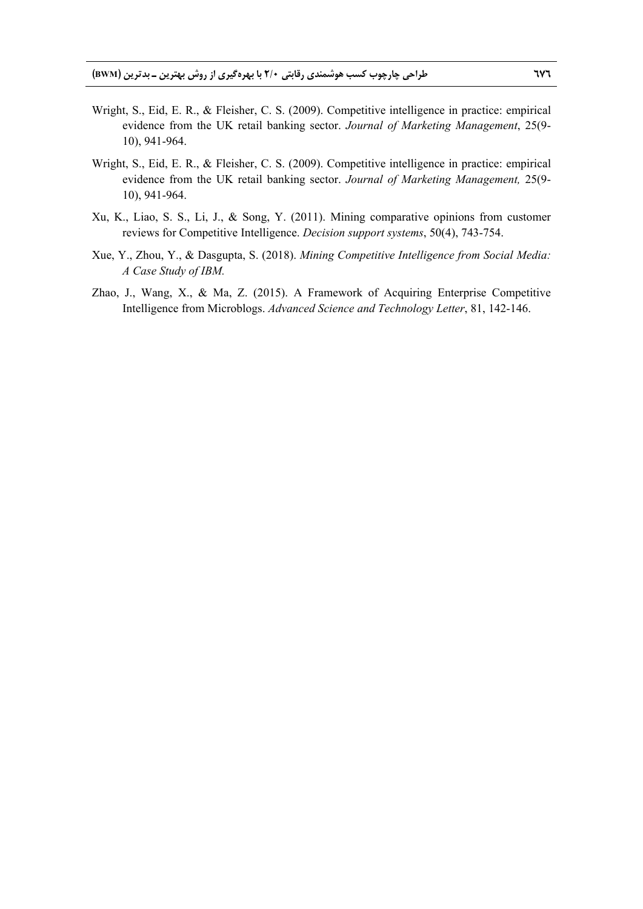Wright, S., Eid, E. R., & Fleisher, C. S. (2009). Competitive intelligence in practice: empirical evidence from the UK retail banking sector. *Journal of Marketing Management*, 25(9-10), 941-964.

Wright, S., Eid, E. R., & Fleisher, C. S. (2009). Competitive intelligence in practice: empirical evidence from the UK retail banking sector. *Journal of Marketing Management,* 25(9-10), 941-964.

Xu, K., Liao, S. S., Li, J., & Song, Y. (2011). Mining comparative opinions from customer reviews for Competitive Intelligence. *Decision support systems*, 50(4), 743-754.

Xue, Y., Zhou, Y., & Dasgupta, S. (2018). *Mining Competitive Intelligence from Social Media: A Case Study of IBM.*

Zhao, J., Wang, X., & Ma, Z. (2015). A Framework of Acquiring Enterprise Competitive Intelligence from Microblogs. *Advanced Science and Technology Letter*, 81, 142-146.